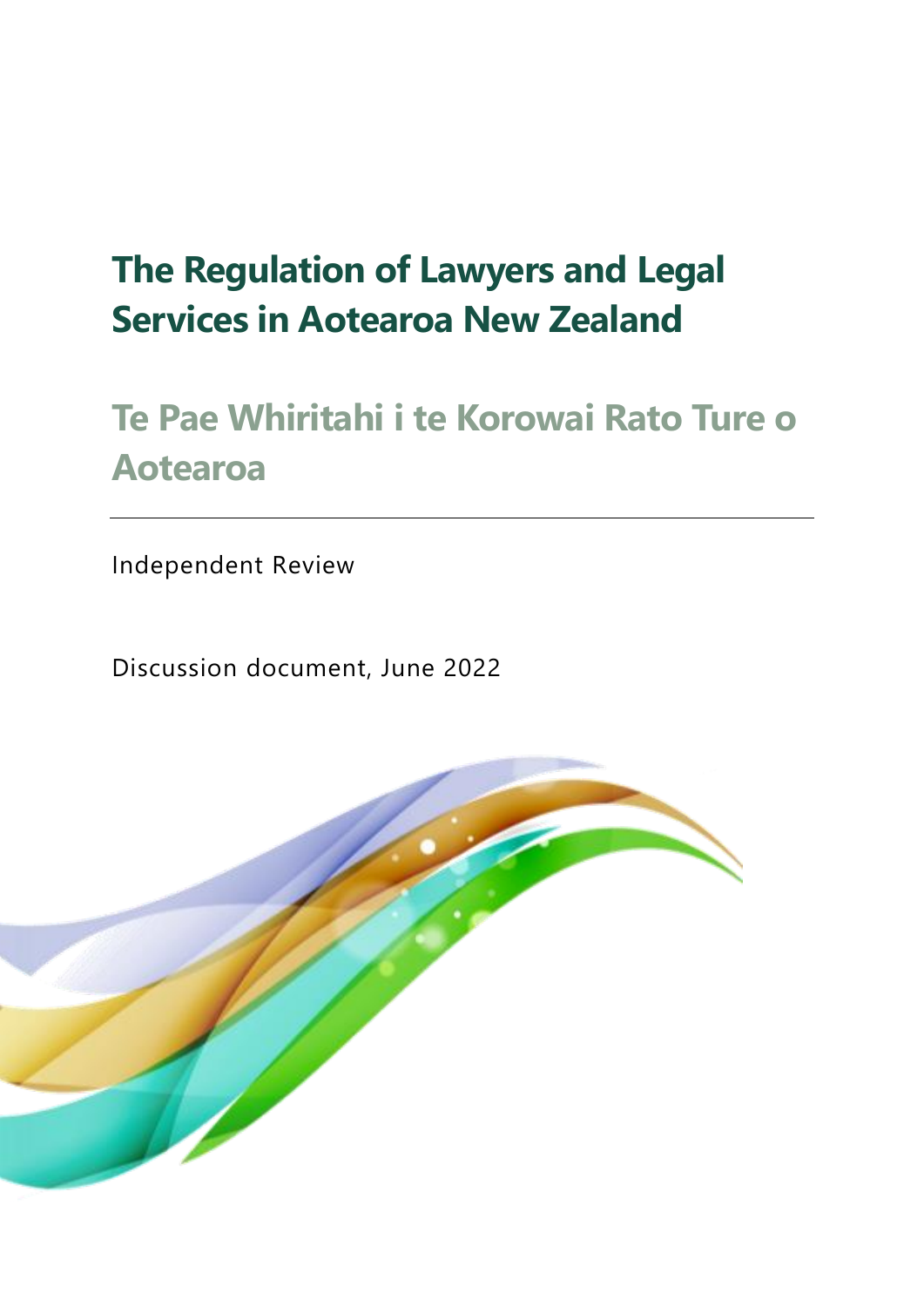# The Regulation of Lawyers and Legal Services in Aotearoa New Zealand

## Te Pae Whiritahi i te Korowai Rato Ture o Aotearoa

---

Independent Review

Discussion document, June 2022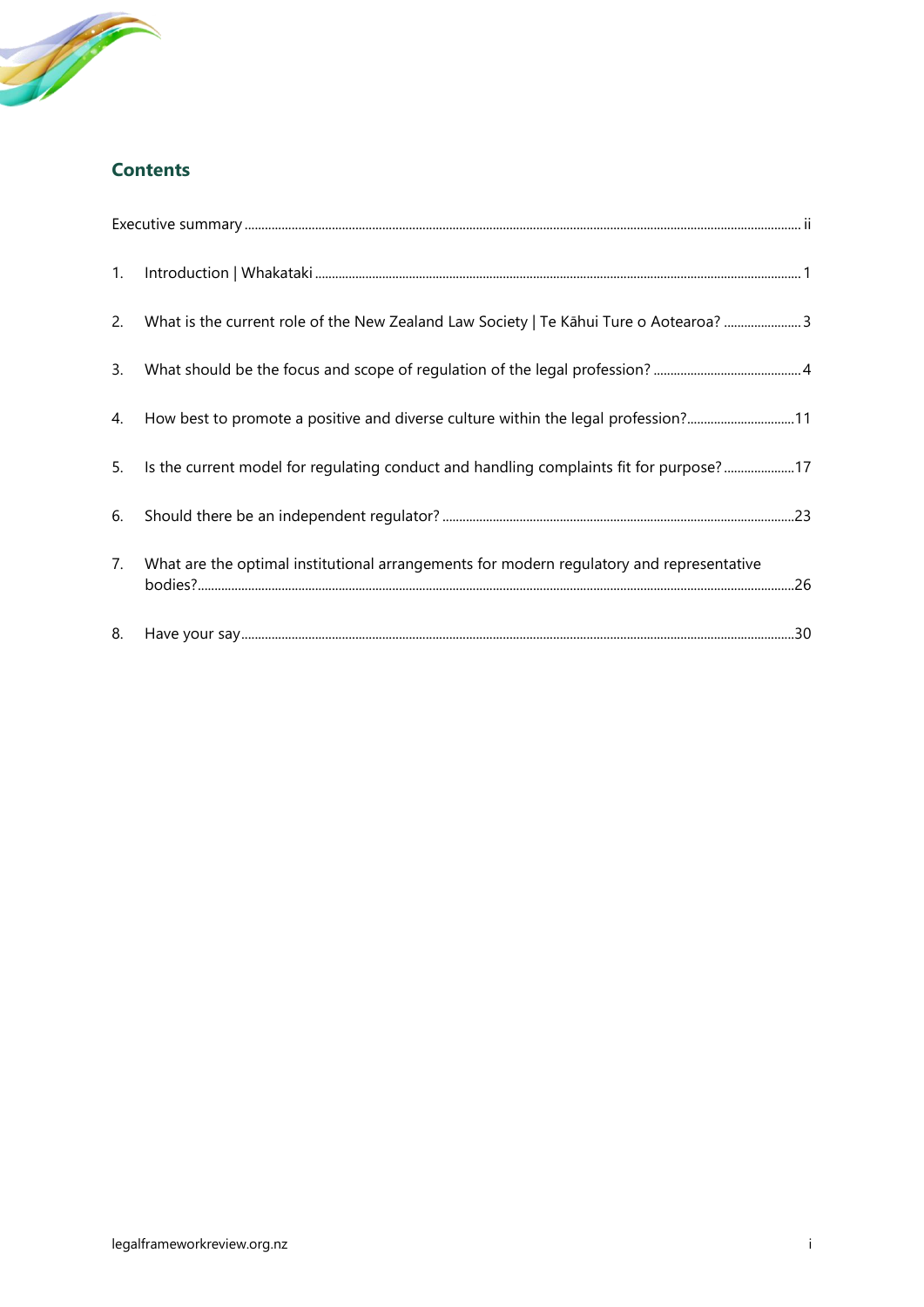## Contents

Executive summary ... ii

1. Introduction | Whakataki ... 1
2. What is the current role of the New Zealand Law Society | Te Kāhui Ture o Aotearoa? ... 3
3. What should be the focus and scope of regulation of the legal profession? ... 4
4. How best to promote a positive and diverse culture within the legal profession? ... 11
5. Is the current model for regulating conduct and handling complaints fit for purpose? ... 17
6. Should there be an independent regulator? ... 23
7. What are the optimal institutional arrangements for modern regulatory and representative bodies? ... 26
8. Have your say ... 30

legalframeworkreview.org.nz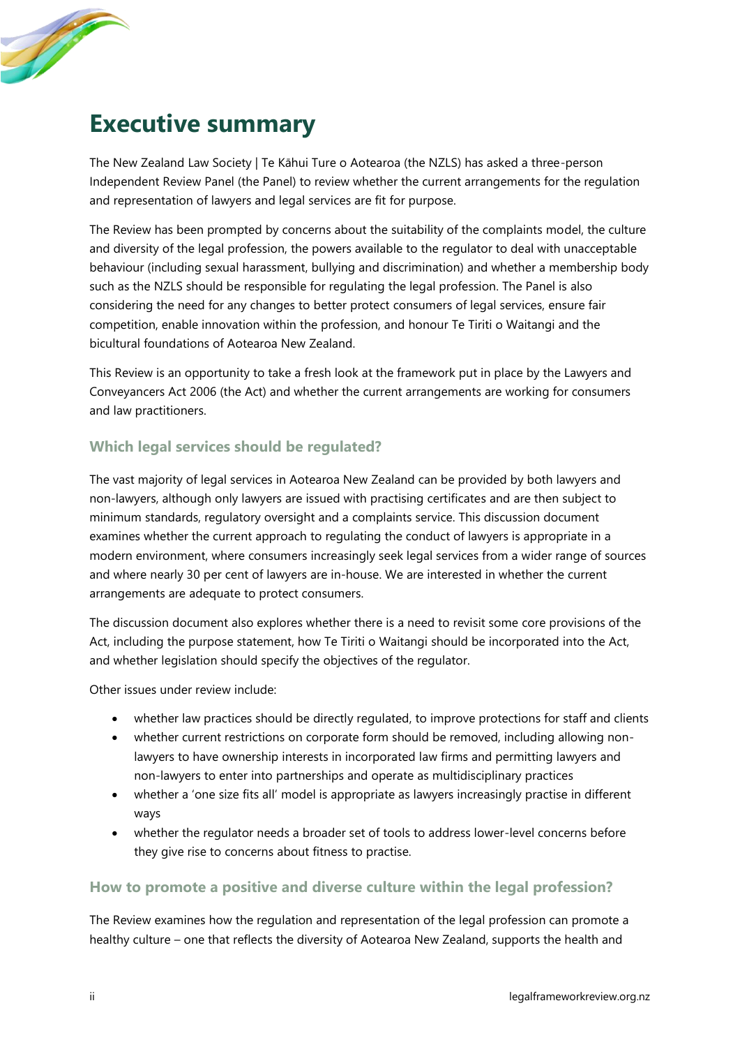# Executive summary

The New Zealand Law Society | Te Kāhui Ture o Aotearoa (the NZLS) has asked a three-person Independent Review Panel (the Panel) to review whether the current arrangements for the regulation and representation of lawyers and legal services are fit for purpose.

The Review has been prompted by concerns about the suitability of the complaints model, the culture and diversity of the legal profession, the powers available to the regulator to deal with unacceptable behaviour (including sexual harassment, bullying and discrimination) and whether a membership body such as the NZLS should be responsible for regulating the legal profession. The Panel is also considering the need for any changes to better protect consumers of legal services, ensure fair competition, enable innovation within the profession, and honour Te Tiriti o Waitangi and the bicultural foundations of Aotearoa New Zealand.

This Review is an opportunity to take a fresh look at the framework put in place by the Lawyers and Conveyancers Act 2006 (the Act) and whether the current arrangements are working for consumers and law practitioners.

## Which legal services should be regulated?

The vast majority of legal services in Aotearoa New Zealand can be provided by both lawyers and non-lawyers, although only lawyers are issued with practising certificates and are then subject to minimum standards, regulatory oversight and a complaints service. This discussion document examines whether the current approach to regulating the conduct of lawyers is appropriate in a modern environment, where consumers increasingly seek legal services from a wider range of sources and where nearly 30 per cent of lawyers are in-house. We are interested in whether the current arrangements are adequate to protect consumers.

The discussion document also explores whether there is a need to revisit some core provisions of the Act, including the purpose statement, how Te Tiriti o Waitangi should be incorporated into the Act, and whether legislation should specify the objectives of the regulator.

Other issues under review include:

- whether law practices should be directly regulated, to improve protections for staff and clients
- whether current restrictions on corporate form should be removed, including allowing non-lawyers to have ownership interests in incorporated law firms and permitting lawyers and non-lawyers to enter into partnerships and operate as multidisciplinary practices
- whether a 'one size fits all' model is appropriate as lawyers increasingly practise in different ways
- whether the regulator needs a broader set of tools to address lower-level concerns before they give rise to concerns about fitness to practise.

## How to promote a positive and diverse culture within the legal profession?

The Review examines how the regulation and representation of the legal profession can promote a healthy culture – one that reflects the diversity of Aotearoa New Zealand, supports the health and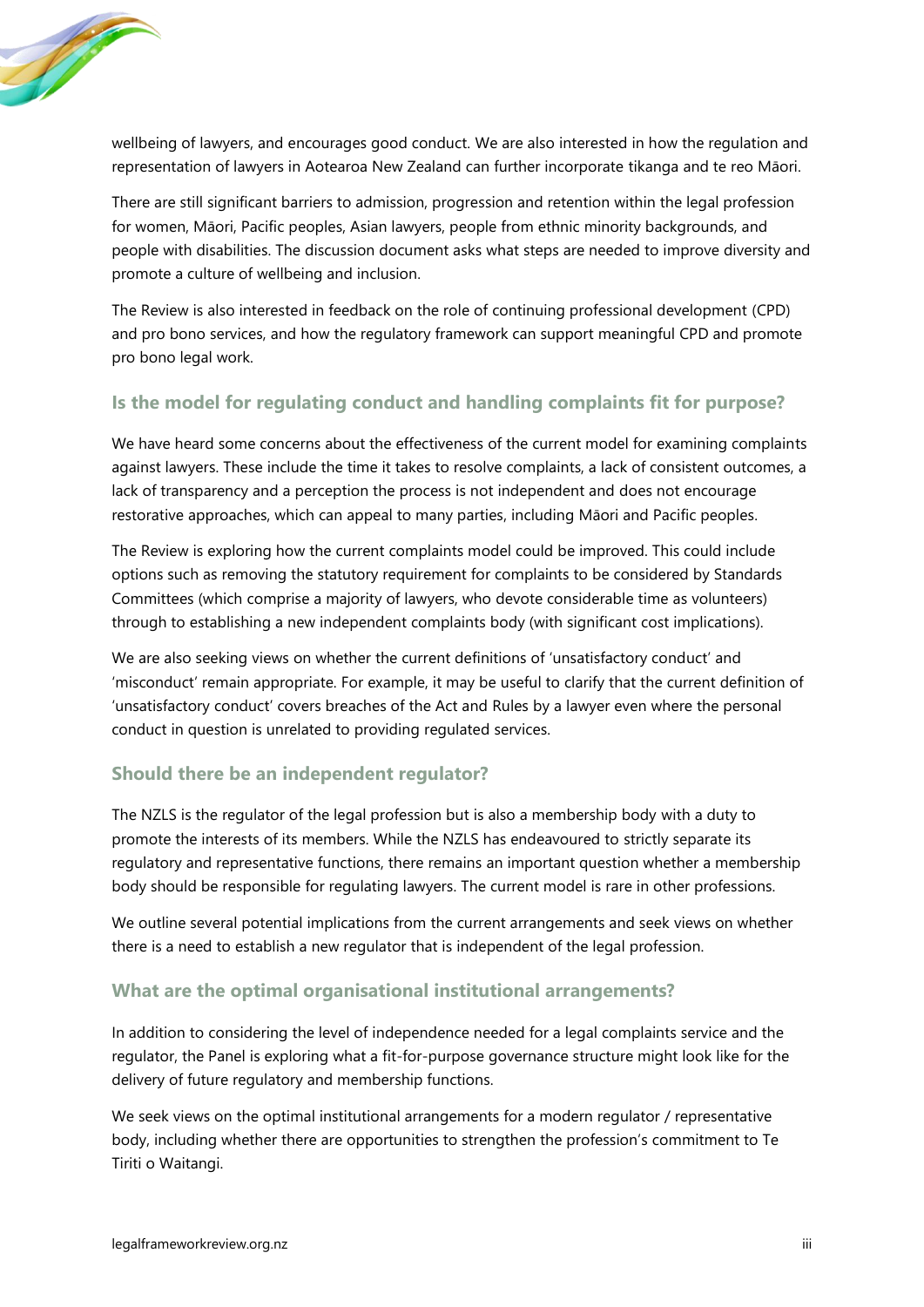wellbeing of lawyers, and encourages good conduct. We are also interested in how the regulation and representation of lawyers in Aotearoa New Zealand can further incorporate tikanga and te reo Māori.

There are still significant barriers to admission, progression and retention within the legal profession for women, Māori, Pacific peoples, Asian lawyers, people from ethnic minority backgrounds, and people with disabilities. The discussion document asks what steps are needed to improve diversity and promote a culture of wellbeing and inclusion.

The Review is also interested in feedback on the role of continuing professional development (CPD) and pro bono services, and how the regulatory framework can support meaningful CPD and promote pro bono legal work.

### Is the model for regulating conduct and handling complaints fit for purpose?

We have heard some concerns about the effectiveness of the current model for examining complaints against lawyers. These include the time it takes to resolve complaints, a lack of consistent outcomes, a lack of transparency and a perception the process is not independent and does not encourage restorative approaches, which can appeal to many parties, including Māori and Pacific peoples.

The Review is exploring how the current complaints model could be improved. This could include options such as removing the statutory requirement for complaints to be considered by Standards Committees (which comprise a majority of lawyers, who devote considerable time as volunteers) through to establishing a new independent complaints body (with significant cost implications).

We are also seeking views on whether the current definitions of 'unsatisfactory conduct' and 'misconduct' remain appropriate. For example, it may be useful to clarify that the current definition of 'unsatisfactory conduct' covers breaches of the Act and Rules by a lawyer even where the personal conduct in question is unrelated to providing regulated services.

### Should there be an independent regulator?

The NZLS is the regulator of the legal profession but is also a membership body with a duty to promote the interests of its members. While the NZLS has endeavoured to strictly separate its regulatory and representative functions, there remains an important question whether a membership body should be responsible for regulating lawyers. The current model is rare in other professions.

We outline several potential implications from the current arrangements and seek views on whether there is a need to establish a new regulator that is independent of the legal profession.

### What are the optimal organisational institutional arrangements?

In addition to considering the level of independence needed for a legal complaints service and the regulator, the Panel is exploring what a fit-for-purpose governance structure might look like for the delivery of future regulatory and membership functions.

We seek views on the optimal institutional arrangements for a modern regulator / representative body, including whether there are opportunities to strengthen the profession's commitment to Te Tiriti o Waitangi.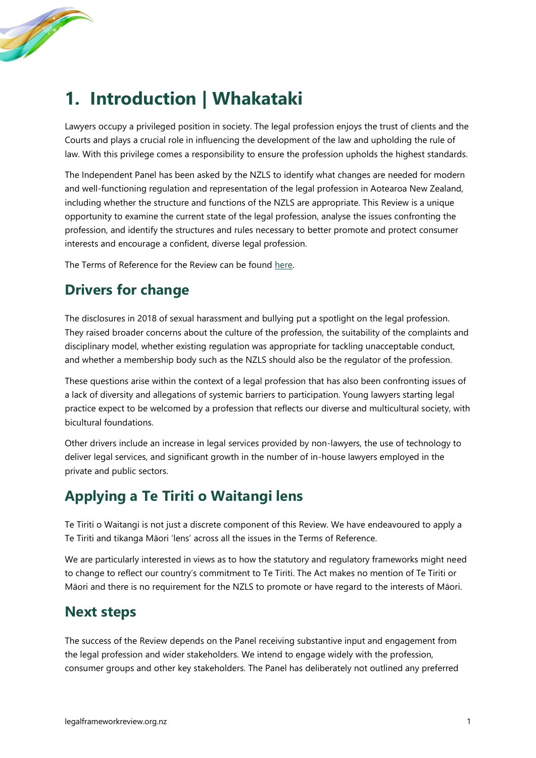# 1. Introduction | Whakataki

Lawyers occupy a privileged position in society. The legal profession enjoys the trust of clients and the Courts and plays a crucial role in influencing the development of the law and upholding the rule of law. With this privilege comes a responsibility to ensure the profession upholds the highest standards.

The Independent Panel has been asked by the NZLS to identify what changes are needed for modern and well-functioning regulation and representation of the legal profession in Aotearoa New Zealand, including whether the structure and functions of the NZLS are appropriate. This Review is a unique opportunity to examine the current state of the legal profession, analyse the issues confronting the profession, and identify the structures and rules necessary to better promote and protect consumer interests and encourage a confident, diverse legal profession.

The Terms of Reference for the Review can be found here.

## Drivers for change

The disclosures in 2018 of sexual harassment and bullying put a spotlight on the legal profession. They raised broader concerns about the culture of the profession, the suitability of the complaints and disciplinary model, whether existing regulation was appropriate for tackling unacceptable conduct, and whether a membership body such as the NZLS should also be the regulator of the profession.

These questions arise within the context of a legal profession that has also been confronting issues of a lack of diversity and allegations of systemic barriers to participation. Young lawyers starting legal practice expect to be welcomed by a profession that reflects our diverse and multicultural society, with bicultural foundations.

Other drivers include an increase in legal services provided by non-lawyers, the use of technology to deliver legal services, and significant growth in the number of in-house lawyers employed in the private and public sectors.

## Applying a Te Tiriti o Waitangi lens

Te Tiriti o Waitangi is not just a discrete component of this Review. We have endeavoured to apply a Te Tiriti and tikanga Māori 'lens' across all the issues in the Terms of Reference.

We are particularly interested in views as to how the statutory and regulatory frameworks might need to change to reflect our country's commitment to Te Tiriti. The Act makes no mention of Te Tiriti or Māori and there is no requirement for the NZLS to promote or have regard to the interests of Māori.

## Next steps

The success of the Review depends on the Panel receiving substantive input and engagement from the legal profession and wider stakeholders. We intend to engage widely with the profession, consumer groups and other key stakeholders. The Panel has deliberately not outlined any preferred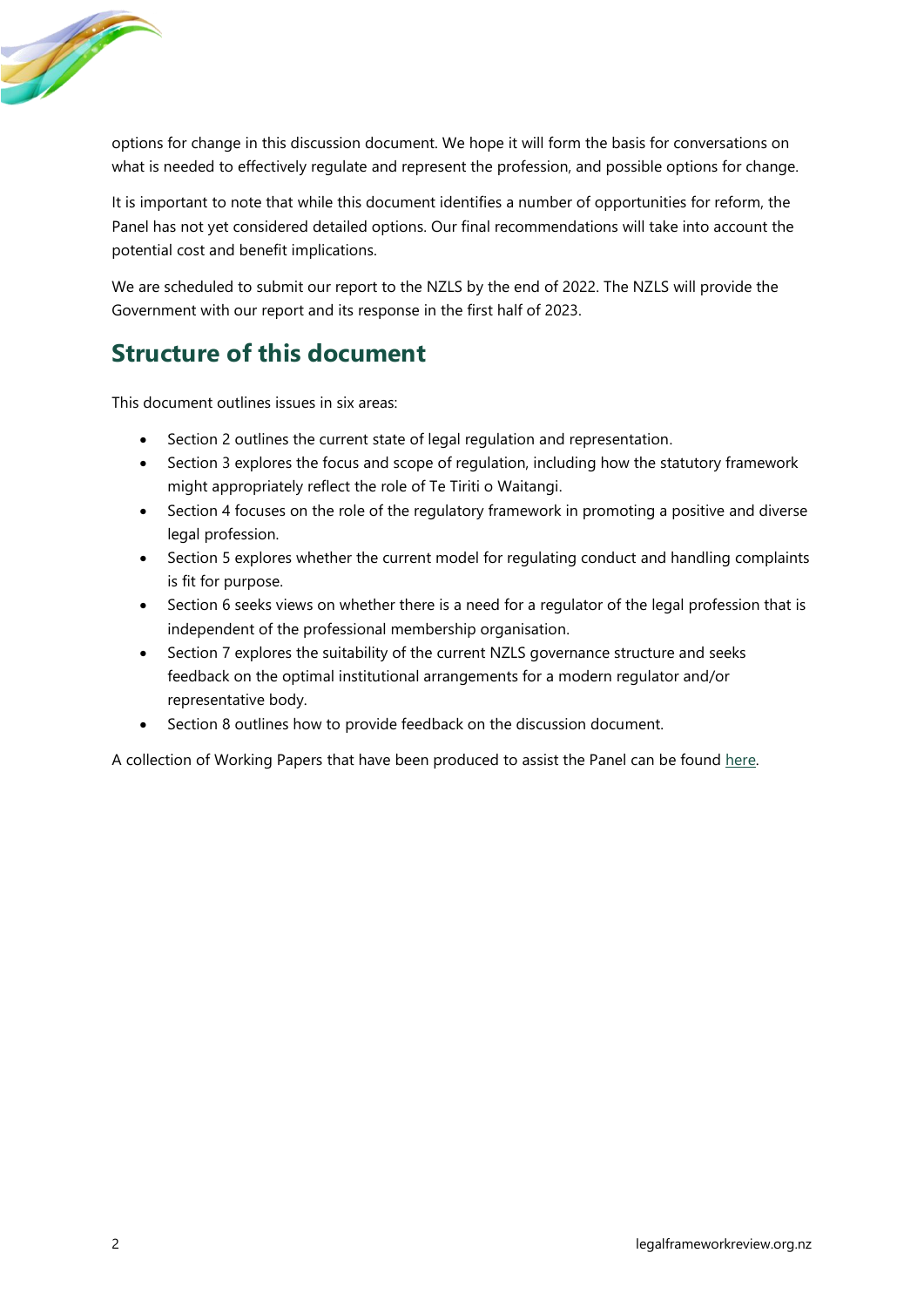options for change in this discussion document. We hope it will form the basis for conversations on what is needed to effectively regulate and represent the profession, and possible options for change.

It is important to note that while this document identifies a number of opportunities for reform, the Panel has not yet considered detailed options. Our final recommendations will take into account the potential cost and benefit implications.

We are scheduled to submit our report to the NZLS by the end of 2022. The NZLS will provide the Government with our report and its response in the first half of 2023.

## Structure of this document

This document outlines issues in six areas:

- Section 2 outlines the current state of legal regulation and representation.
- Section 3 explores the focus and scope of regulation, including how the statutory framework might appropriately reflect the role of Te Tiriti o Waitangi.
- Section 4 focuses on the role of the regulatory framework in promoting a positive and diverse legal profession.
- Section 5 explores whether the current model for regulating conduct and handling complaints is fit for purpose.
- Section 6 seeks views on whether there is a need for a regulator of the legal profession that is independent of the professional membership organisation.
- Section 7 explores the suitability of the current NZLS governance structure and seeks feedback on the optimal institutional arrangements for a modern regulator and/or representative body.
- Section 8 outlines how to provide feedback on the discussion document.

A collection of Working Papers that have been produced to assist the Panel can be found here.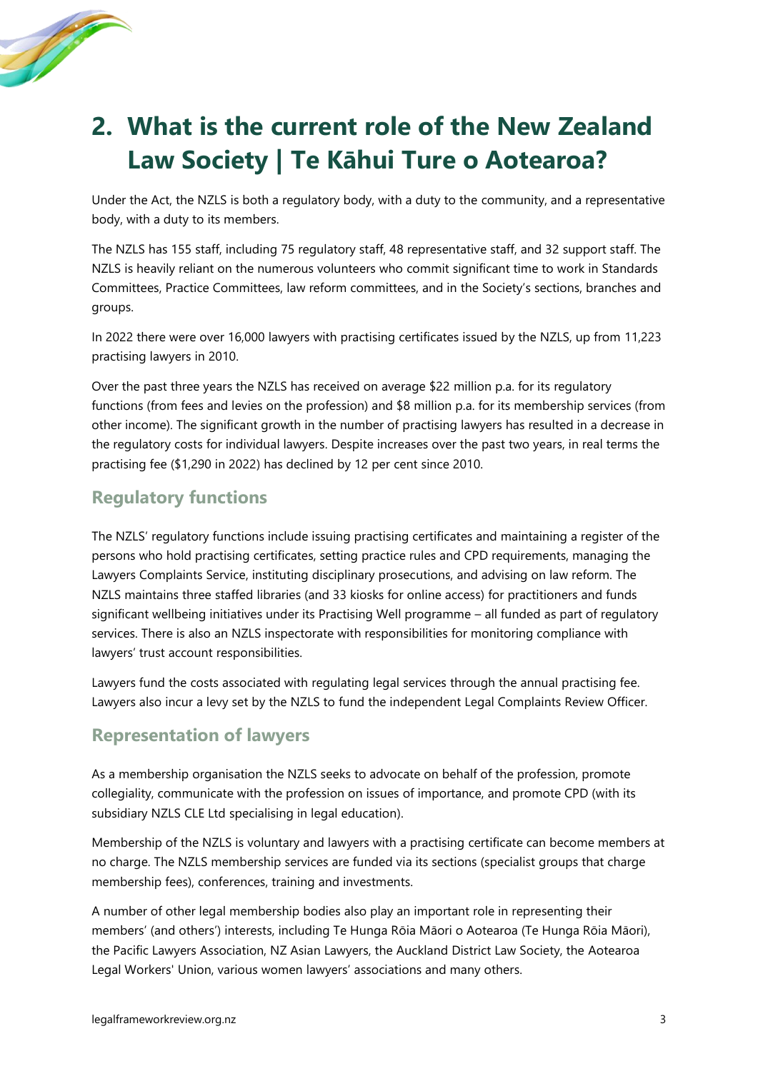# 2. What is the current role of the New Zealand Law Society | Te Kāhui Ture o Aotearoa?

Under the Act, the NZLS is both a regulatory body, with a duty to the community, and a representative body, with a duty to its members.

The NZLS has 155 staff, including 75 regulatory staff, 48 representative staff, and 32 support staff. The NZLS is heavily reliant on the numerous volunteers who commit significant time to work in Standards Committees, Practice Committees, law reform committees, and in the Society's sections, branches and groups.

In 2022 there were over 16,000 lawyers with practising certificates issued by the NZLS, up from 11,223 practising lawyers in 2010.

Over the past three years the NZLS has received on average $22 million p.a. for its regulatory functions (from fees and levies on the profession) and $8 million p.a. for its membership services (from other income). The significant growth in the number of practising lawyers has resulted in a decrease in the regulatory costs for individual lawyers. Despite increases over the past two years, in real terms the practising fee ($1,290 in 2022) has declined by 12 per cent since 2010.

## Regulatory functions

The NZLS' regulatory functions include issuing practising certificates and maintaining a register of the persons who hold practising certificates, setting practice rules and CPD requirements, managing the Lawyers Complaints Service, instituting disciplinary prosecutions, and advising on law reform. The NZLS maintains three staffed libraries (and 33 kiosks for online access) for practitioners and funds significant wellbeing initiatives under its Practising Well programme – all funded as part of regulatory services. There is also an NZLS inspectorate with responsibilities for monitoring compliance with lawyers' trust account responsibilities.

Lawyers fund the costs associated with regulating legal services through the annual practising fee. Lawyers also incur a levy set by the NZLS to fund the independent Legal Complaints Review Officer.

## Representation of lawyers

As a membership organisation the NZLS seeks to advocate on behalf of the profession, promote collegiality, communicate with the profession on issues of importance, and promote CPD (with its subsidiary NZLS CLE Ltd specialising in legal education).

Membership of the NZLS is voluntary and lawyers with a practising certificate can become members at no charge. The NZLS membership services are funded via its sections (specialist groups that charge membership fees), conferences, training and investments.

A number of other legal membership bodies also play an important role in representing their members' (and others') interests, including Te Hunga Rōia Māori o Aotearoa (Te Hunga Rōia Māori), the Pacific Lawyers Association, NZ Asian Lawyers, the Auckland District Law Society, the Aotearoa Legal Workers' Union, various women lawyers' associations and many others.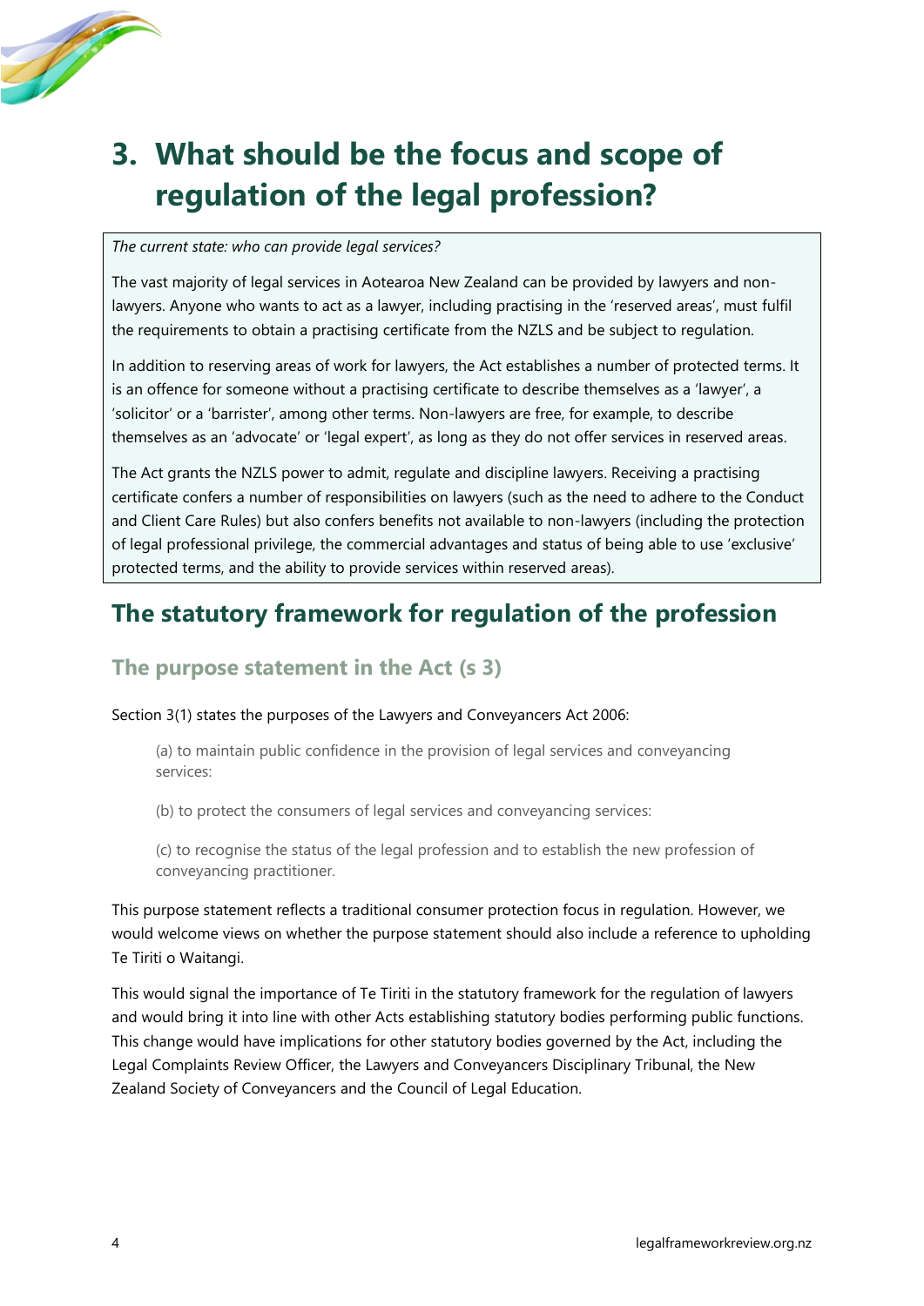# 3. What should be the focus and scope of regulation of the legal profession?

*The current state: who can provide legal services?*

The vast majority of legal services in Aotearoa New Zealand can be provided by lawyers and non-lawyers. Anyone who wants to act as a lawyer, including practising in the 'reserved areas', must fulfil the requirements to obtain a practising certificate from the NZLS and be subject to regulation.

In addition to reserving areas of work for lawyers, the Act establishes a number of protected terms. It is an offence for someone without a practising certificate to describe themselves as a 'lawyer', a 'solicitor' or a 'barrister', among other terms. Non-lawyers are free, for example, to describe themselves as an 'advocate' or 'legal expert', as long as they do not offer services in reserved areas.

The Act grants the NZLS power to admit, regulate and discipline lawyers. Receiving a practising certificate confers a number of responsibilities on lawyers (such as the need to adhere to the Conduct and Client Care Rules) but also confers benefits not available to non-lawyers (including the protection of legal professional privilege, the commercial advantages and status of being able to use 'exclusive' protected terms, and the ability to provide services within reserved areas).

## The statutory framework for regulation of the profession

### The purpose statement in the Act (s 3)

Section 3(1) states the purposes of the Lawyers and Conveyancers Act 2006:

> (a) to maintain public confidence in the provision of legal services and conveyancing services:
>
> (b) to protect the consumers of legal services and conveyancing services:
>
> (c) to recognise the status of the legal profession and to establish the new profession of conveyancing practitioner.

This purpose statement reflects a traditional consumer protection focus in regulation. However, we would welcome views on whether the purpose statement should also include a reference to upholding Te Tiriti o Waitangi.

This would signal the importance of Te Tiriti in the statutory framework for the regulation of lawyers and would bring it into line with other Acts establishing statutory bodies performing public functions. This change would have implications for other statutory bodies governed by the Act, including the Legal Complaints Review Officer, the Lawyers and Conveyancers Disciplinary Tribunal, the New Zealand Society of Conveyancers and the Council of Legal Education.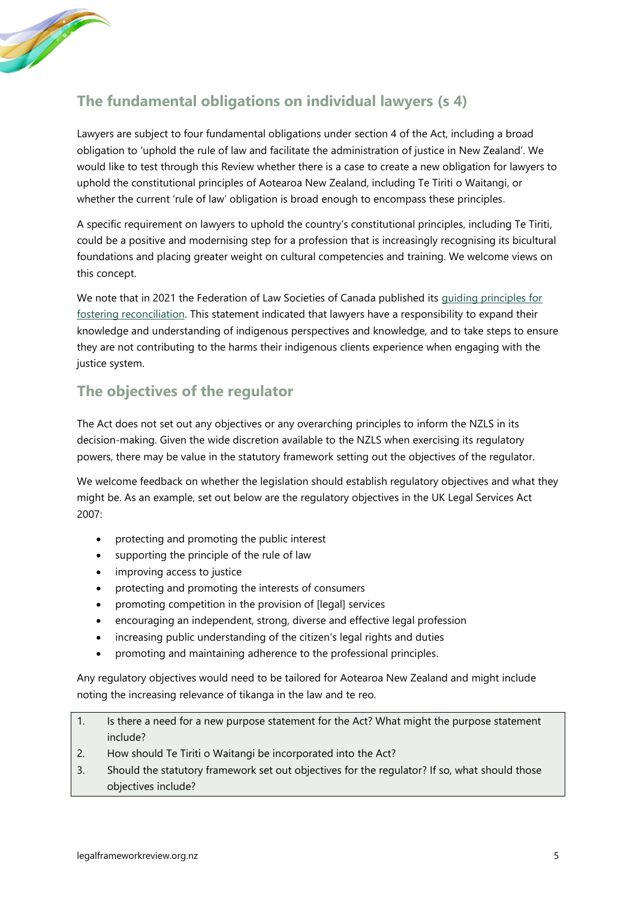## The fundamental obligations on individual lawyers (s 4)

Lawyers are subject to four fundamental obligations under section 4 of the Act, including a broad obligation to 'uphold the rule of law and facilitate the administration of justice in New Zealand'. We would like to test through this Review whether there is a case to create a new obligation for lawyers to uphold the constitutional principles of Aotearoa New Zealand, including Te Tiriti o Waitangi, or whether the current 'rule of law' obligation is broad enough to encompass these principles.

A specific requirement on lawyers to uphold the country's constitutional principles, including Te Tiriti, could be a positive and modernising step for a profession that is increasingly recognising its bicultural foundations and placing greater weight on cultural competencies and training. We welcome views on this concept.

We note that in 2021 the Federation of Law Societies of Canada published its guiding principles for fostering reconciliation. This statement indicated that lawyers have a responsibility to expand their knowledge and understanding of indigenous perspectives and knowledge, and to take steps to ensure they are not contributing to the harms their indigenous clients experience when engaging with the justice system.

## The objectives of the regulator

The Act does not set out any objectives or any overarching principles to inform the NZLS in its decision-making. Given the wide discretion available to the NZLS when exercising its regulatory powers, there may be value in the statutory framework setting out the objectives of the regulator.

We welcome feedback on whether the legislation should establish regulatory objectives and what they might be. As an example, set out below are the regulatory objectives in the UK Legal Services Act 2007:

- protecting and promoting the public interest
- supporting the principle of the rule of law
- improving access to justice
- protecting and promoting the interests of consumers
- promoting competition in the provision of [legal] services
- encouraging an independent, strong, diverse and effective legal profession
- increasing public understanding of the citizen's legal rights and duties
- promoting and maintaining adherence to the professional principles.

Any regulatory objectives would need to be tailored for Aotearoa New Zealand and might include noting the increasing relevance of tikanga in the law and te reo.

1. Is there a need for a new purpose statement for the Act? What might the purpose statement include?
2. How should Te Tiriti o Waitangi be incorporated into the Act?
3. Should the statutory framework set out objectives for the regulator? If so, what should those objectives include?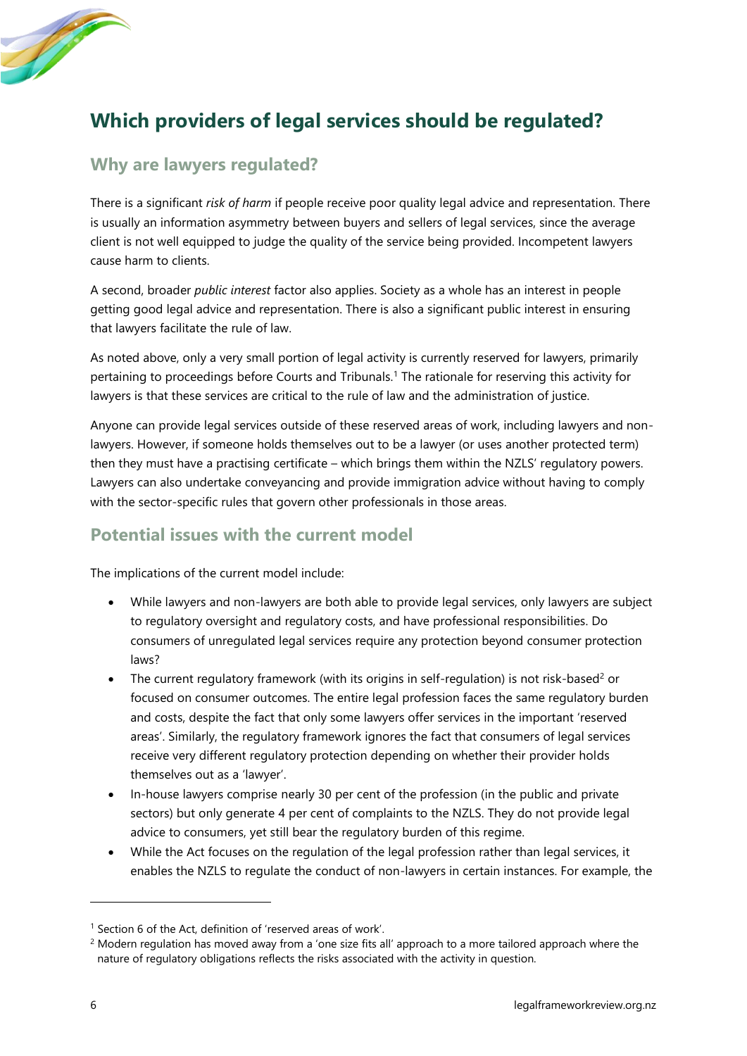# Which providers of legal services should be regulated?

## Why are lawyers regulated?

There is a significant *risk of harm* if people receive poor quality legal advice and representation. There is usually an information asymmetry between buyers and sellers of legal services, since the average client is not well equipped to judge the quality of the service being provided. Incompetent lawyers cause harm to clients.

A second, broader *public interest* factor also applies. Society as a whole has an interest in people getting good legal advice and representation. There is also a significant public interest in ensuring that lawyers facilitate the rule of law.

As noted above, only a very small portion of legal activity is currently reserved for lawyers, primarily pertaining to proceedings before Courts and Tribunals.[1] The rationale for reserving this activity for lawyers is that these services are critical to the rule of law and the administration of justice.

Anyone can provide legal services outside of these reserved areas of work, including lawyers and non-lawyers. However, if someone holds themselves out to be a lawyer (or uses another protected term) then they must have a practising certificate – which brings them within the NZLS' regulatory powers. Lawyers can also undertake conveyancing and provide immigration advice without having to comply with the sector-specific rules that govern other professionals in those areas.

## Potential issues with the current model

The implications of the current model include:

- While lawyers and non-lawyers are both able to provide legal services, only lawyers are subject to regulatory oversight and regulatory costs, and have professional responsibilities. Do consumers of unregulated legal services require any protection beyond consumer protection laws?
- The current regulatory framework (with its origins in self-regulation) is not risk-based[2] or focused on consumer outcomes. The entire legal profession faces the same regulatory burden and costs, despite the fact that only some lawyers offer services in the important 'reserved areas'. Similarly, the regulatory framework ignores the fact that consumers of legal services receive very different regulatory protection depending on whether their provider holds themselves out as a 'lawyer'.
- In-house lawyers comprise nearly 30 per cent of the profession (in the public and private sectors) but only generate 4 per cent of complaints to the NZLS. They do not provide legal advice to consumers, yet still bear the regulatory burden of this regime.
- While the Act focuses on the regulation of the legal profession rather than legal services, it enables the NZLS to regulate the conduct of non-lawyers in certain instances. For example, the

[1] Section 6 of the Act, definition of 'reserved areas of work'.

[2] Modern regulation has moved away from a 'one size fits all' approach to a more tailored approach where the nature of regulatory obligations reflects the risks associated with the activity in question.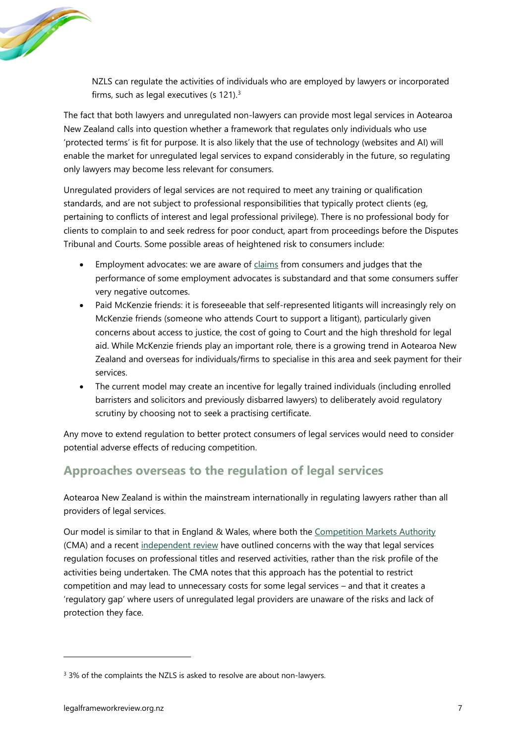NZLS can regulate the activities of individuals who are employed by lawyers or incorporated firms, such as legal executives (s 121).[3]

The fact that both lawyers and unregulated non-lawyers can provide most legal services in Aotearoa New Zealand calls into question whether a framework that regulates only individuals who use 'protected terms' is fit for purpose. It is also likely that the use of technology (websites and AI) will enable the market for unregulated legal services to expand considerably in the future, so regulating only lawyers may become less relevant for consumers.

Unregulated providers of legal services are not required to meet any training or qualification standards, and are not subject to professional responsibilities that typically protect clients (eg, pertaining to conflicts of interest and legal professional privilege). There is no professional body for clients to complain to and seek redress for poor conduct, apart from proceedings before the Disputes Tribunal and Courts. Some possible areas of heightened risk to consumers include:

- Employment advocates: we are aware of claims from consumers and judges that the performance of some employment advocates is substandard and that some consumers suffer very negative outcomes.
- Paid McKenzie friends: it is foreseeable that self-represented litigants will increasingly rely on McKenzie friends (someone who attends Court to support a litigant), particularly given concerns about access to justice, the cost of going to Court and the high threshold for legal aid. While McKenzie friends play an important role, there is a growing trend in Aotearoa New Zealand and overseas for individuals/firms to specialise in this area and seek payment for their services.
- The current model may create an incentive for legally trained individuals (including enrolled barristers and solicitors and previously disbarred lawyers) to deliberately avoid regulatory scrutiny by choosing not to seek a practising certificate.

Any move to extend regulation to better protect consumers of legal services would need to consider potential adverse effects of reducing competition.

## Approaches overseas to the regulation of legal services

Aotearoa New Zealand is within the mainstream internationally in regulating lawyers rather than all providers of legal services.

Our model is similar to that in England & Wales, where both the Competition Markets Authority (CMA) and a recent independent review have outlined concerns with the way that legal services regulation focuses on professional titles and reserved activities, rather than the risk profile of the activities being undertaken. The CMA notes that this approach has the potential to restrict competition and may lead to unnecessary costs for some legal services – and that it creates a 'regulatory gap' where users of unregulated legal providers are unaware of the risks and lack of protection they face.

[3] 3% of the complaints the NZLS is asked to resolve are about non-lawyers.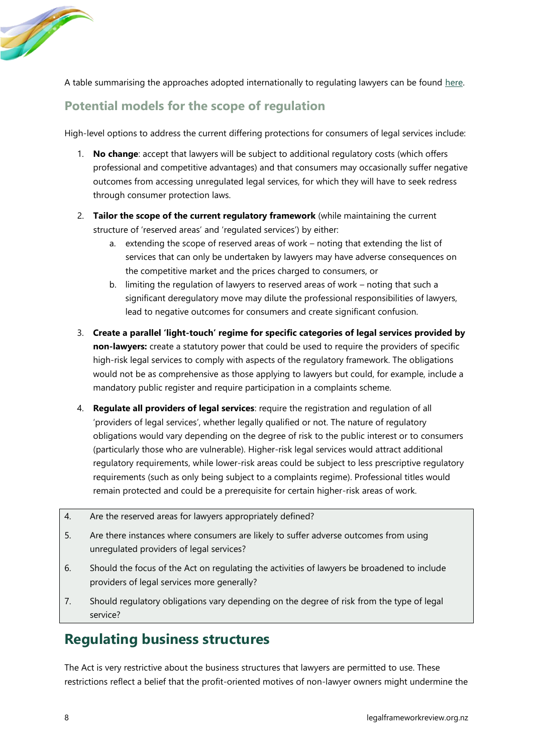A table summarising the approaches adopted internationally to regulating lawyers can be found [here](#).

## Potential models for the scope of regulation

High-level options to address the current differing protections for consumers of legal services include:

1. **No change**: accept that lawyers will be subject to additional regulatory costs (which offers professional and competitive advantages) and that consumers may occasionally suffer negative outcomes from accessing unregulated legal services, for which they will have to seek redress through consumer protection laws.
2. **Tailor the scope of the current regulatory framework** (while maintaining the current structure of 'reserved areas' and 'regulated services') by either:
   a. extending the scope of reserved areas of work – noting that extending the list of services that can only be undertaken by lawyers may have adverse consequences on the competitive market and the prices charged to consumers, or
   b. limiting the regulation of lawyers to reserved areas of work – noting that such a significant deregulatory move may dilute the professional responsibilities of lawyers, lead to negative outcomes for consumers and create significant confusion.
3. **Create a parallel 'light-touch' regime for specific categories of legal services provided by non-lawyers:** create a statutory power that could be used to require the providers of specific high-risk legal services to comply with aspects of the regulatory framework. The obligations would not be as comprehensive as those applying to lawyers but could, for example, include a mandatory public register and require participation in a complaints scheme.
4. **Regulate all providers of legal services**: require the registration and regulation of all 'providers of legal services', whether legally qualified or not. The nature of regulatory obligations would vary depending on the degree of risk to the public interest or to consumers (particularly those who are vulnerable). Higher-risk legal services would attract additional regulatory requirements, while lower-risk areas could be subject to less prescriptive regulatory requirements (such as only being subject to a complaints regime). Professional titles would remain protected and could be a prerequisite for certain higher-risk areas of work.

| | |
|---|---|
| 4. | Are the reserved areas for lawyers appropriately defined? |
| 5. | Are there instances where consumers are likely to suffer adverse outcomes from using unregulated providers of legal services? |
| 6. | Should the focus of the Act on regulating the activities of lawyers be broadened to include providers of legal services more generally? |
| 7. | Should regulatory obligations vary depending on the degree of risk from the type of legal service? |

# Regulating business structures

The Act is very restrictive about the business structures that lawyers are permitted to use. These restrictions reflect a belief that the profit-oriented motives of non-lawyer owners might undermine the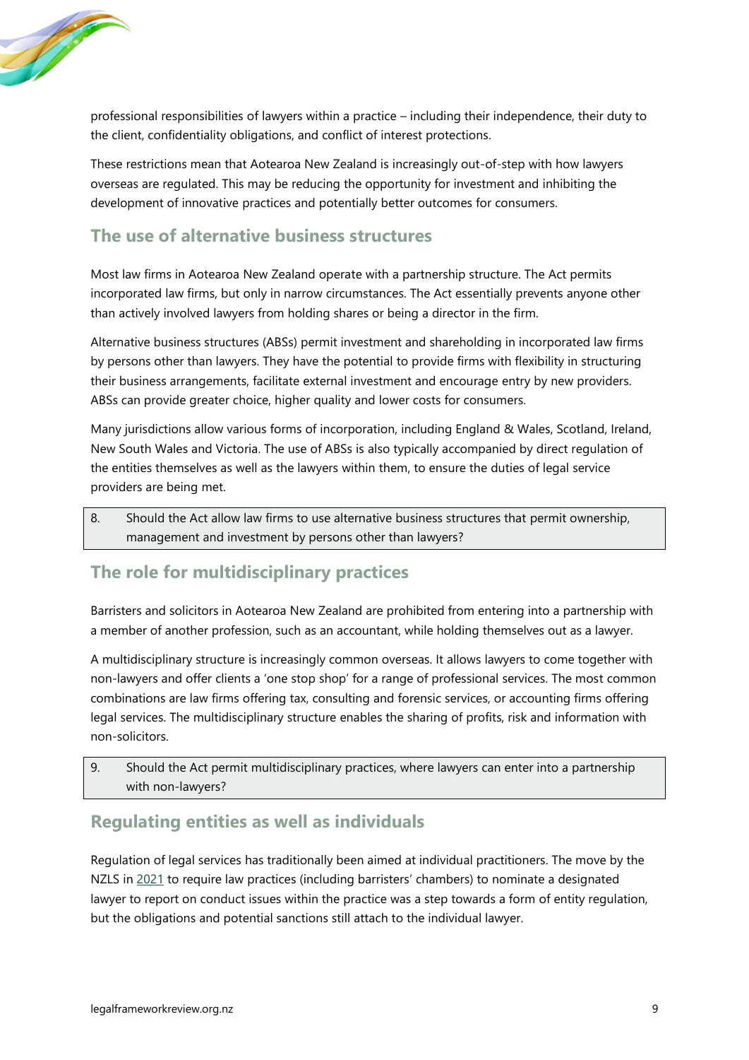professional responsibilities of lawyers within a practice – including their independence, their duty to the client, confidentiality obligations, and conflict of interest protections.

These restrictions mean that Aotearoa New Zealand is increasingly out-of-step with how lawyers overseas are regulated. This may be reducing the opportunity for investment and inhibiting the development of innovative practices and potentially better outcomes for consumers.

## The use of alternative business structures

Most law firms in Aotearoa New Zealand operate with a partnership structure. The Act permits incorporated law firms, but only in narrow circumstances. The Act essentially prevents anyone other than actively involved lawyers from holding shares or being a director in the firm.

Alternative business structures (ABSs) permit investment and shareholding in incorporated law firms by persons other than lawyers. They have the potential to provide firms with flexibility in structuring their business arrangements, facilitate external investment and encourage entry by new providers. ABSs can provide greater choice, higher quality and lower costs for consumers.

Many jurisdictions allow various forms of incorporation, including England & Wales, Scotland, Ireland, New South Wales and Victoria. The use of ABSs is also typically accompanied by direct regulation of the entities themselves as well as the lawyers within them, to ensure the duties of legal service providers are being met.

> 8. Should the Act allow law firms to use alternative business structures that permit ownership, management and investment by persons other than lawyers?

## The role for multidisciplinary practices

Barristers and solicitors in Aotearoa New Zealand are prohibited from entering into a partnership with a member of another profession, such as an accountant, while holding themselves out as a lawyer.

A multidisciplinary structure is increasingly common overseas. It allows lawyers to come together with non-lawyers and offer clients a 'one stop shop' for a range of professional services. The most common combinations are law firms offering tax, consulting and forensic services, or accounting firms offering legal services. The multidisciplinary structure enables the sharing of profits, risk and information with non-solicitors.

> 9. Should the Act permit multidisciplinary practices, where lawyers can enter into a partnership with non-lawyers?

## Regulating entities as well as individuals

Regulation of legal services has traditionally been aimed at individual practitioners. The move by the NZLS in 2021 to require law practices (including barristers' chambers) to nominate a designated lawyer to report on conduct issues within the practice was a step towards a form of entity regulation, but the obligations and potential sanctions still attach to the individual lawyer.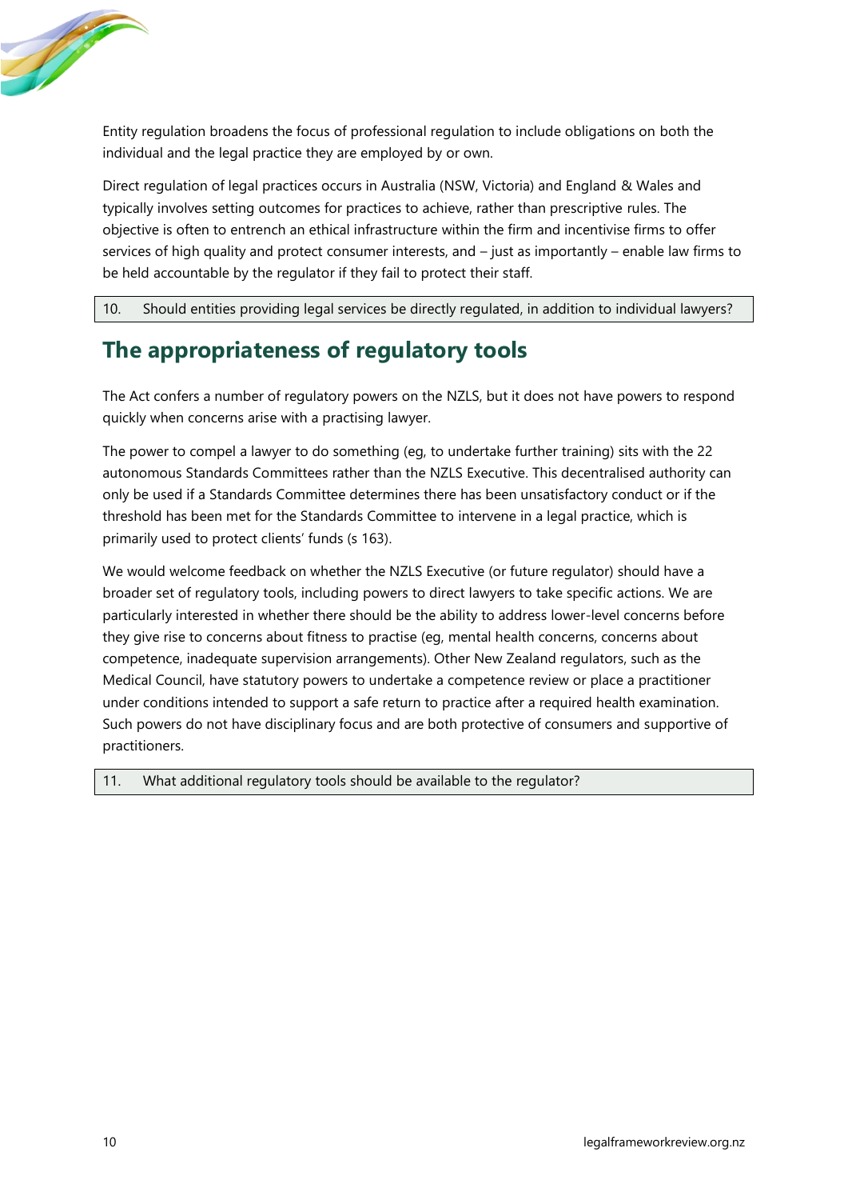Entity regulation broadens the focus of professional regulation to include obligations on both the individual and the legal practice they are employed by or own.

Direct regulation of legal practices occurs in Australia (NSW, Victoria) and England & Wales and typically involves setting outcomes for practices to achieve, rather than prescriptive rules. The objective is often to entrench an ethical infrastructure within the firm and incentivise firms to offer services of high quality and protect consumer interests, and – just as importantly – enable law firms to be held accountable by the regulator if they fail to protect their staff.

| 10. Should entities providing legal services be directly regulated, in addition to individual lawyers? |
|---|

## The appropriateness of regulatory tools

The Act confers a number of regulatory powers on the NZLS, but it does not have powers to respond quickly when concerns arise with a practising lawyer.

The power to compel a lawyer to do something (eg, to undertake further training) sits with the 22 autonomous Standards Committees rather than the NZLS Executive. This decentralised authority can only be used if a Standards Committee determines there has been unsatisfactory conduct or if the threshold has been met for the Standards Committee to intervene in a legal practice, which is primarily used to protect clients' funds (s 163).

We would welcome feedback on whether the NZLS Executive (or future regulator) should have a broader set of regulatory tools, including powers to direct lawyers to take specific actions. We are particularly interested in whether there should be the ability to address lower-level concerns before they give rise to concerns about fitness to practise (eg, mental health concerns, concerns about competence, inadequate supervision arrangements). Other New Zealand regulators, such as the Medical Council, have statutory powers to undertake a competence review or place a practitioner under conditions intended to support a safe return to practice after a required health examination. Such powers do not have disciplinary focus and are both protective of consumers and supportive of practitioners.

| 11. What additional regulatory tools should be available to the regulator? |
|---|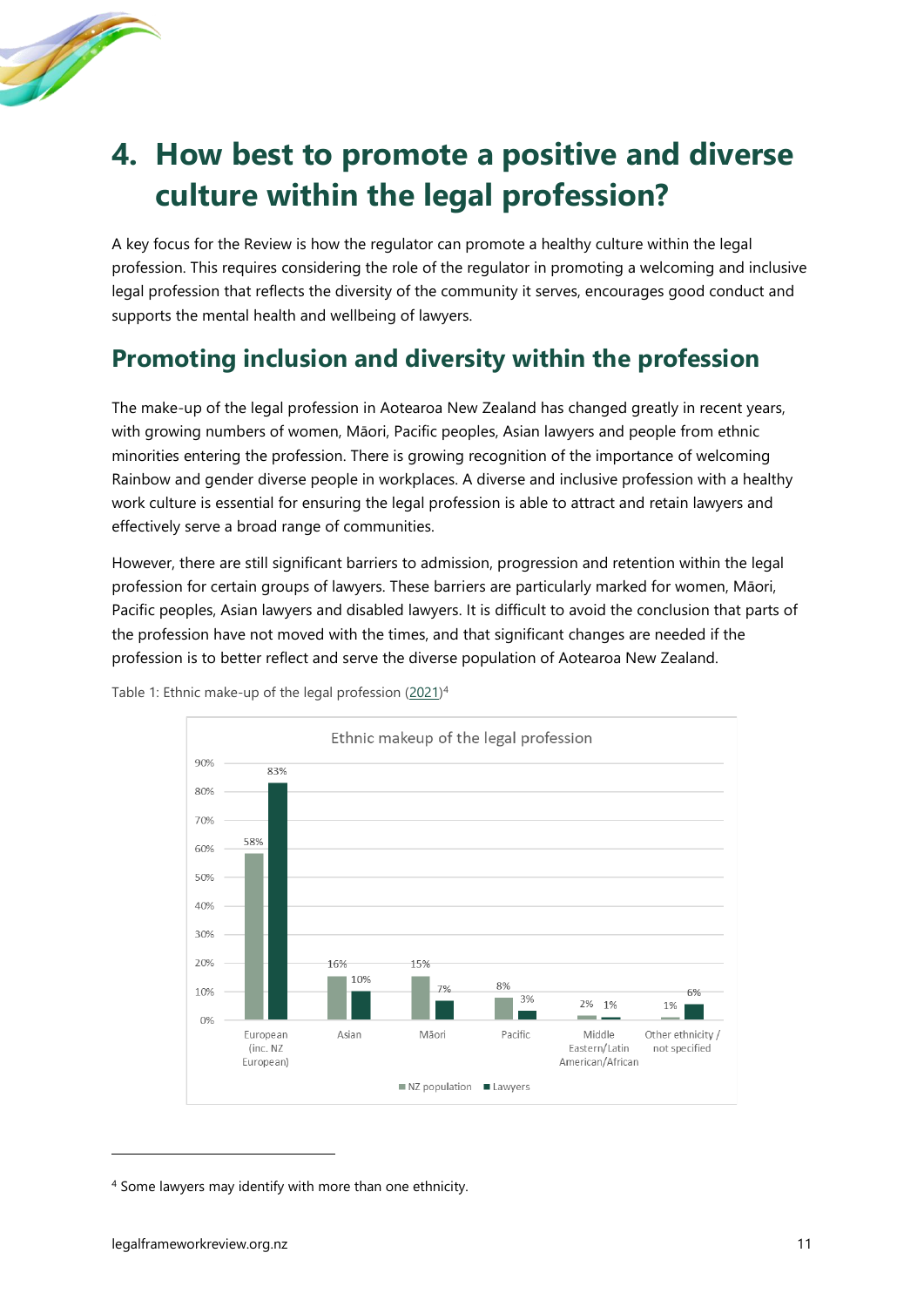# 4. How best to promote a positive and diverse culture within the legal profession?

A key focus for the Review is how the regulator can promote a healthy culture within the legal profession. This requires considering the role of the regulator in promoting a welcoming and inclusive legal profession that reflects the diversity of the community it serves, encourages good conduct and supports the mental health and wellbeing of lawyers.

## Promoting inclusion and diversity within the profession

The make-up of the legal profession in Aotearoa New Zealand has changed greatly in recent years, with growing numbers of women, Māori, Pacific peoples, Asian lawyers and people from ethnic minorities entering the profession. There is growing recognition of the importance of welcoming Rainbow and gender diverse people in workplaces. A diverse and inclusive profession with a healthy work culture is essential for ensuring the legal profession is able to attract and retain lawyers and effectively serve a broad range of communities.

However, there are still significant barriers to admission, progression and retention within the legal profession for certain groups of lawyers. These barriers are particularly marked for women, Māori, Pacific peoples, Asian lawyers and disabled lawyers. It is difficult to avoid the conclusion that parts of the profession have not moved with the times, and that significant changes are needed if the profession is to better reflect and serve the diverse population of Aotearoa New Zealand.

Table 1: Ethnic make-up of the legal profession (2021)[4]

Ethnic makeup of the legal profession

| Ethnicity | NZ population | Lawyers |
| --- | --- | --- |
| European (inc. NZ European) | 58% | 83% |
| Asian | 16% | 10% |
| Māori | 15% | 7% |
| Pacific | 8% | 3% |
| Middle Eastern/Latin American/African | 2% | 1% |
| Other ethnicity / not specified | 1% | 6% |

[4] Some lawyers may identify with more than one ethnicity.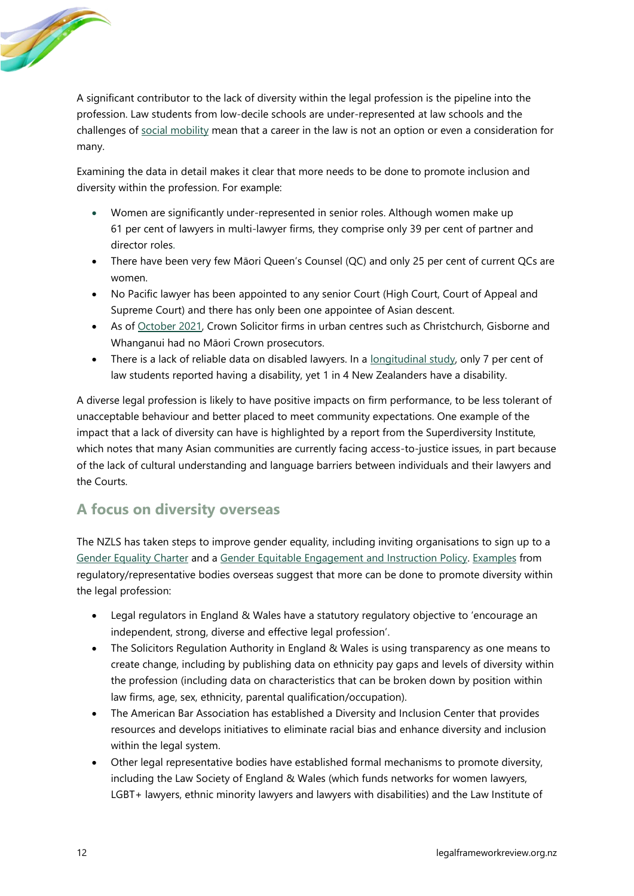A significant contributor to the lack of diversity within the legal profession is the pipeline into the profession. Law students from low-decile schools are under-represented at law schools and the challenges of social mobility mean that a career in the law is not an option or even a consideration for many.

Examining the data in detail makes it clear that more needs to be done to promote inclusion and diversity within the profession. For example:

- Women are significantly under-represented in senior roles. Although women make up 61 per cent of lawyers in multi-lawyer firms, they comprise only 39 per cent of partner and director roles.
- There have been very few Māori Queen's Counsel (QC) and only 25 per cent of current QCs are women.
- No Pacific lawyer has been appointed to any senior Court (High Court, Court of Appeal and Supreme Court) and there has only been one appointee of Asian descent.
- As of October 2021, Crown Solicitor firms in urban centres such as Christchurch, Gisborne and Whanganui had no Māori Crown prosecutors.
- There is a lack of reliable data on disabled lawyers. In a longitudinal study, only 7 per cent of law students reported having a disability, yet 1 in 4 New Zealanders have a disability.

A diverse legal profession is likely to have positive impacts on firm performance, to be less tolerant of unacceptable behaviour and better placed to meet community expectations. One example of the impact that a lack of diversity can have is highlighted by a report from the Superdiversity Institute, which notes that many Asian communities are currently facing access-to-justice issues, in part because of the lack of cultural understanding and language barriers between individuals and their lawyers and the Courts.

## A focus on diversity overseas

The NZLS has taken steps to improve gender equality, including inviting organisations to sign up to a Gender Equality Charter and a Gender Equitable Engagement and Instruction Policy. Examples from regulatory/representative bodies overseas suggest that more can be done to promote diversity within the legal profession:

- Legal regulators in England & Wales have a statutory regulatory objective to 'encourage an independent, strong, diverse and effective legal profession'.
- The Solicitors Regulation Authority in England & Wales is using transparency as one means to create change, including by publishing data on ethnicity pay gaps and levels of diversity within the profession (including data on characteristics that can be broken down by position within law firms, age, sex, ethnicity, parental qualification/occupation).
- The American Bar Association has established a Diversity and Inclusion Center that provides resources and develops initiatives to eliminate racial bias and enhance diversity and inclusion within the legal system.
- Other legal representative bodies have established formal mechanisms to promote diversity, including the Law Society of England & Wales (which funds networks for women lawyers, LGBT+ lawyers, ethnic minority lawyers and lawyers with disabilities) and the Law Institute of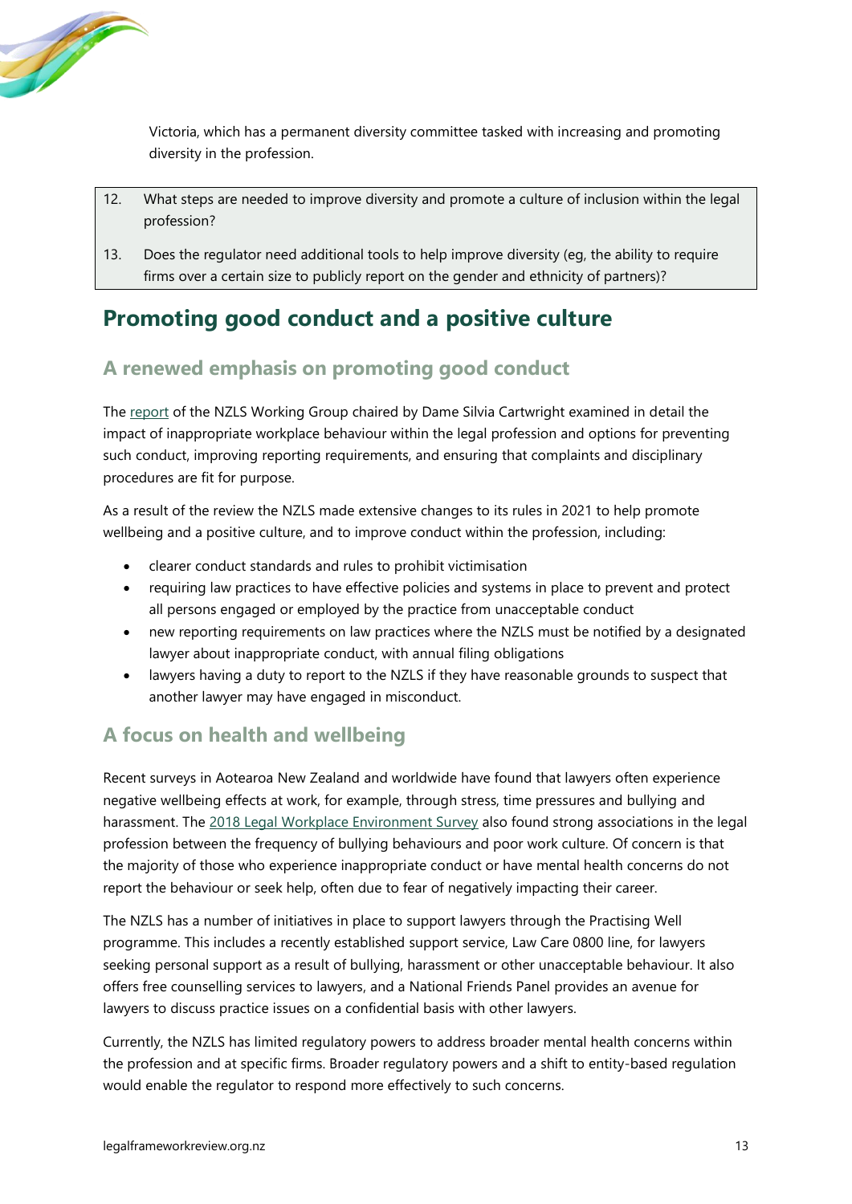Victoria, which has a permanent diversity committee tasked with increasing and promoting diversity in the profession.

12. What steps are needed to improve diversity and promote a culture of inclusion within the legal profession?

13. Does the regulator need additional tools to help improve diversity (eg, the ability to require firms over a certain size to publicly report on the gender and ethnicity of partners)?

## Promoting good conduct and a positive culture

### A renewed emphasis on promoting good conduct

The report of the NZLS Working Group chaired by Dame Silvia Cartwright examined in detail the impact of inappropriate workplace behaviour within the legal profession and options for preventing such conduct, improving reporting requirements, and ensuring that complaints and disciplinary procedures are fit for purpose.

As a result of the review the NZLS made extensive changes to its rules in 2021 to help promote wellbeing and a positive culture, and to improve conduct within the profession, including:

- clearer conduct standards and rules to prohibit victimisation
- requiring law practices to have effective policies and systems in place to prevent and protect all persons engaged or employed by the practice from unacceptable conduct
- new reporting requirements on law practices where the NZLS must be notified by a designated lawyer about inappropriate conduct, with annual filing obligations
- lawyers having a duty to report to the NZLS if they have reasonable grounds to suspect that another lawyer may have engaged in misconduct.

### A focus on health and wellbeing

Recent surveys in Aotearoa New Zealand and worldwide have found that lawyers often experience negative wellbeing effects at work, for example, through stress, time pressures and bullying and harassment. The 2018 Legal Workplace Environment Survey also found strong associations in the legal profession between the frequency of bullying behaviours and poor work culture. Of concern is that the majority of those who experience inappropriate conduct or have mental health concerns do not report the behaviour or seek help, often due to fear of negatively impacting their career.

The NZLS has a number of initiatives in place to support lawyers through the Practising Well programme. This includes a recently established support service, Law Care 0800 line, for lawyers seeking personal support as a result of bullying, harassment or other unacceptable behaviour. It also offers free counselling services to lawyers, and a National Friends Panel provides an avenue for lawyers to discuss practice issues on a confidential basis with other lawyers.

Currently, the NZLS has limited regulatory powers to address broader mental health concerns within the profession and at specific firms. Broader regulatory powers and a shift to entity-based regulation would enable the regulator to respond more effectively to such concerns.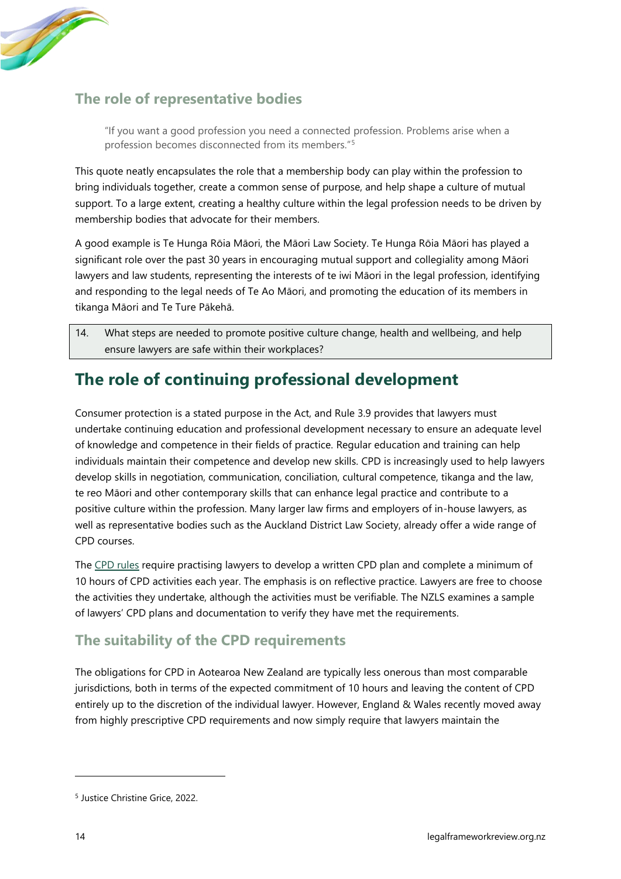## The role of representative bodies

> "If you want a good profession you need a connected profession. Problems arise when a profession becomes disconnected from its members."[5]

This quote neatly encapsulates the role that a membership body can play within the profession to bring individuals together, create a common sense of purpose, and help shape a culture of mutual support. To a large extent, creating a healthy culture within the legal profession needs to be driven by membership bodies that advocate for their members.

A good example is Te Hunga Rōia Māori, the Māori Law Society. Te Hunga Rōia Māori has played a significant role over the past 30 years in encouraging mutual support and collegiality among Māori lawyers and law students, representing the interests of te iwi Māori in the legal profession, identifying and responding to the legal needs of Te Ao Māori, and promoting the education of its members in tikanga Māori and Te Ture Pākehā.

| 14. | What steps are needed to promote positive culture change, health and wellbeing, and help ensure lawyers are safe within their workplaces? |
|---|---|

# The role of continuing professional development

Consumer protection is a stated purpose in the Act, and Rule 3.9 provides that lawyers must undertake continuing education and professional development necessary to ensure an adequate level of knowledge and competence in their fields of practice. Regular education and training can help individuals maintain their competence and develop new skills. CPD is increasingly used to help lawyers develop skills in negotiation, communication, conciliation, cultural competence, tikanga and the law, te reo Māori and other contemporary skills that can enhance legal practice and contribute to a positive culture within the profession. Many larger law firms and employers of in-house lawyers, as well as representative bodies such as the Auckland District Law Society, already offer a wide range of CPD courses.

The CPD rules require practising lawyers to develop a written CPD plan and complete a minimum of 10 hours of CPD activities each year. The emphasis is on reflective practice. Lawyers are free to choose the activities they undertake, although the activities must be verifiable. The NZLS examines a sample of lawyers' CPD plans and documentation to verify they have met the requirements.

## The suitability of the CPD requirements

The obligations for CPD in Aotearoa New Zealand are typically less onerous than most comparable jurisdictions, both in terms of the expected commitment of 10 hours and leaving the content of CPD entirely up to the discretion of the individual lawyer. However, England & Wales recently moved away from highly prescriptive CPD requirements and now simply require that lawyers maintain the

[5] Justice Christine Grice, 2022.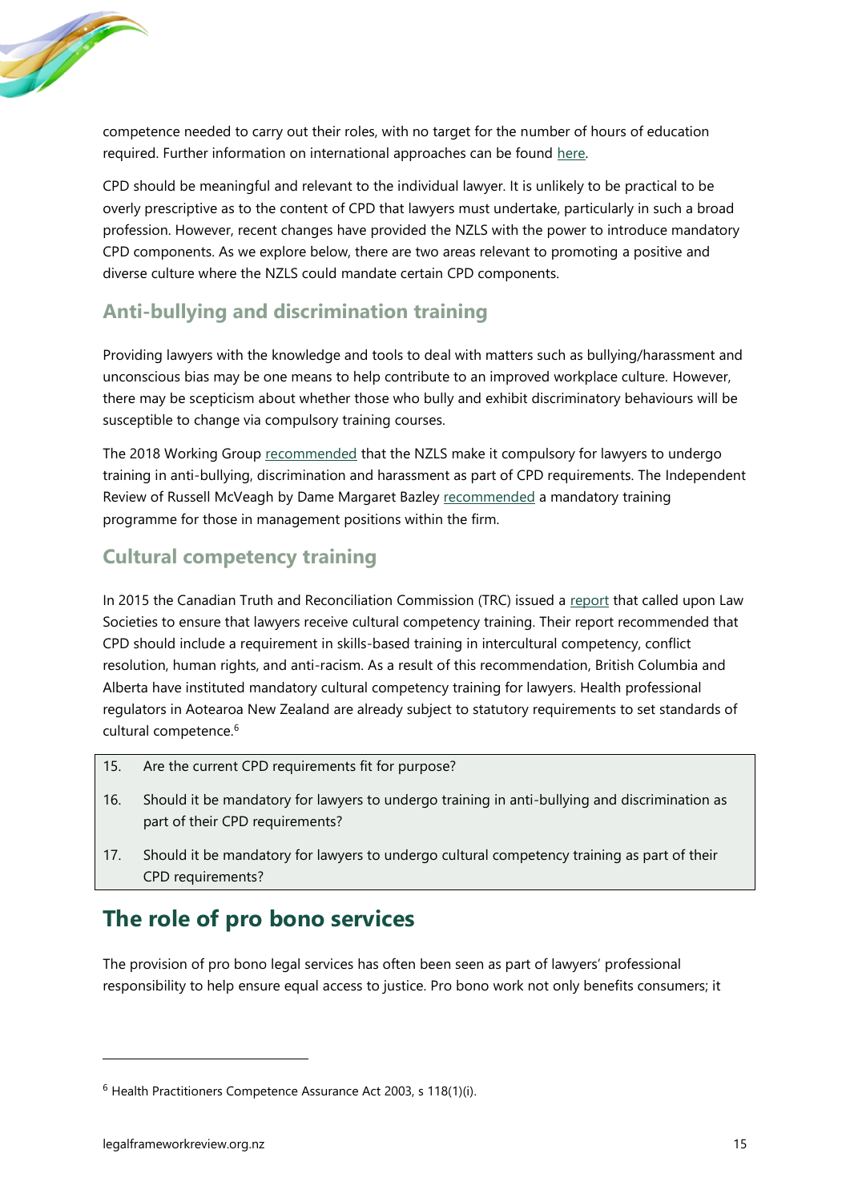competence needed to carry out their roles, with no target for the number of hours of education required. Further information on international approaches can be found here.

CPD should be meaningful and relevant to the individual lawyer. It is unlikely to be practical to be overly prescriptive as to the content of CPD that lawyers must undertake, particularly in such a broad profession. However, recent changes have provided the NZLS with the power to introduce mandatory CPD components. As we explore below, there are two areas relevant to promoting a positive and diverse culture where the NZLS could mandate certain CPD components.

### Anti-bullying and discrimination training

Providing lawyers with the knowledge and tools to deal with matters such as bullying/harassment and unconscious bias may be one means to help contribute to an improved workplace culture. However, there may be scepticism about whether those who bully and exhibit discriminatory behaviours will be susceptible to change via compulsory training courses.

The 2018 Working Group recommended that the NZLS make it compulsory for lawyers to undergo training in anti-bullying, discrimination and harassment as part of CPD requirements. The Independent Review of Russell McVeagh by Dame Margaret Bazley recommended a mandatory training programme for those in management positions within the firm.

### Cultural competency training

In 2015 the Canadian Truth and Reconciliation Commission (TRC) issued a report that called upon Law Societies to ensure that lawyers receive cultural competency training. Their report recommended that CPD should include a requirement in skills-based training in intercultural competency, conflict resolution, human rights, and anti-racism. As a result of this recommendation, British Columbia and Alberta have instituted mandatory cultural competency training for lawyers. Health professional regulators in Aotearoa New Zealand are already subject to statutory requirements to set standards of cultural competence.[6]

15. Are the current CPD requirements fit for purpose?
16. Should it be mandatory for lawyers to undergo training in anti-bullying and discrimination as part of their CPD requirements?
17. Should it be mandatory for lawyers to undergo cultural competency training as part of their CPD requirements?

## The role of pro bono services

The provision of pro bono legal services has often been seen as part of lawyers' professional responsibility to help ensure equal access to justice. Pro bono work not only benefits consumers; it

---

[6] Health Practitioners Competence Assurance Act 2003, s 118(1)(i).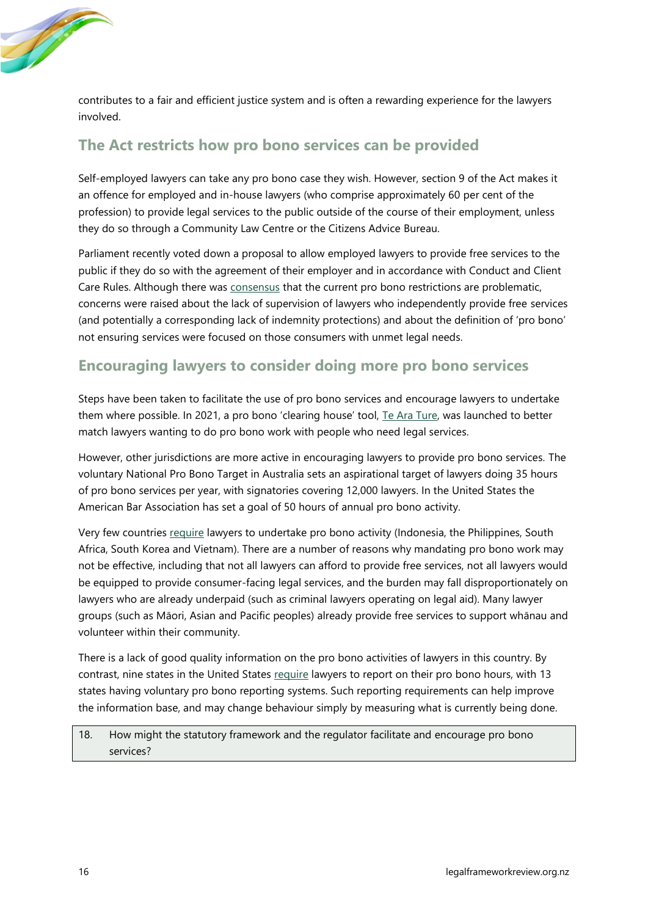contributes to a fair and efficient justice system and is often a rewarding experience for the lawyers involved.

## The Act restricts how pro bono services can be provided

Self-employed lawyers can take any pro bono case they wish. However, section 9 of the Act makes it an offence for employed and in-house lawyers (who comprise approximately 60 per cent of the profession) to provide legal services to the public outside of the course of their employment, unless they do so through a Community Law Centre or the Citizens Advice Bureau.

Parliament recently voted down a proposal to allow employed lawyers to provide free services to the public if they do so with the agreement of their employer and in accordance with Conduct and Client Care Rules. Although there was consensus that the current pro bono restrictions are problematic, concerns were raised about the lack of supervision of lawyers who independently provide free services (and potentially a corresponding lack of indemnity protections) and about the definition of 'pro bono' not ensuring services were focused on those consumers with unmet legal needs.

## Encouraging lawyers to consider doing more pro bono services

Steps have been taken to facilitate the use of pro bono services and encourage lawyers to undertake them where possible. In 2021, a pro bono 'clearing house' tool, Te Ara Ture, was launched to better match lawyers wanting to do pro bono work with people who need legal services.

However, other jurisdictions are more active in encouraging lawyers to provide pro bono services. The voluntary National Pro Bono Target in Australia sets an aspirational target of lawyers doing 35 hours of pro bono services per year, with signatories covering 12,000 lawyers. In the United States the American Bar Association has set a goal of 50 hours of annual pro bono activity.

Very few countries require lawyers to undertake pro bono activity (Indonesia, the Philippines, South Africa, South Korea and Vietnam). There are a number of reasons why mandating pro bono work may not be effective, including that not all lawyers can afford to provide free services, not all lawyers would be equipped to provide consumer-facing legal services, and the burden may fall disproportionately on lawyers who are already underpaid (such as criminal lawyers operating on legal aid). Many lawyer groups (such as Māori, Asian and Pacific peoples) already provide free services to support whānau and volunteer within their community.

There is a lack of good quality information on the pro bono activities of lawyers in this country. By contrast, nine states in the United States require lawyers to report on their pro bono hours, with 13 states having voluntary pro bono reporting systems. Such reporting requirements can help improve the information base, and may change behaviour simply by measuring what is currently being done.

| 18. | How might the statutory framework and the regulator facilitate and encourage pro bono services? |
|---|---|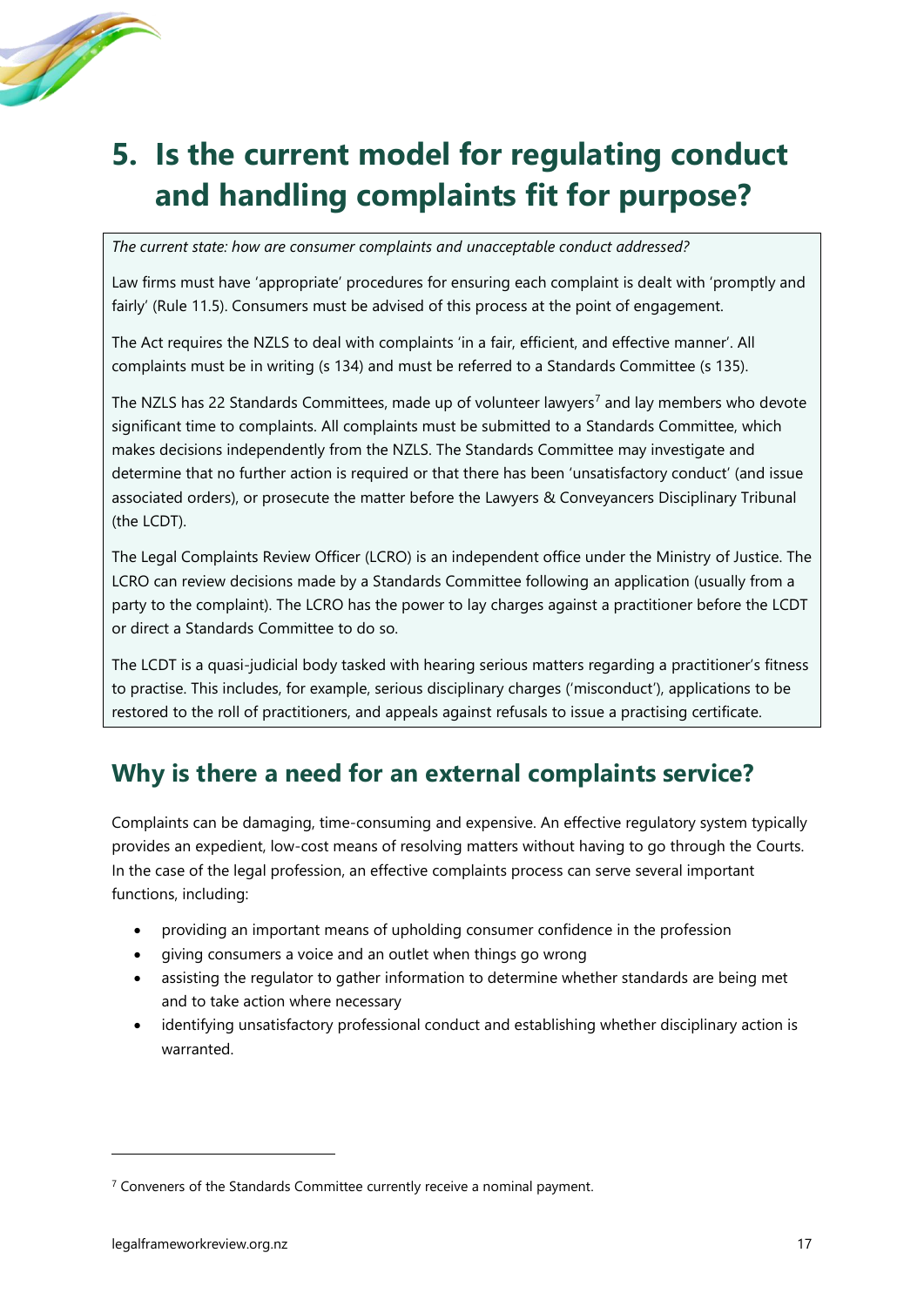# 5. Is the current model for regulating conduct and handling complaints fit for purpose?

*The current state: how are consumer complaints and unacceptable conduct addressed?*

Law firms must have 'appropriate' procedures for ensuring each complaint is dealt with 'promptly and fairly' (Rule 11.5). Consumers must be advised of this process at the point of engagement.

The Act requires the NZLS to deal with complaints 'in a fair, efficient, and effective manner'. All complaints must be in writing (s 134) and must be referred to a Standards Committee (s 135).

The NZLS has 22 Standards Committees, made up of volunteer lawyers[7] and lay members who devote significant time to complaints. All complaints must be submitted to a Standards Committee, which makes decisions independently from the NZLS. The Standards Committee may investigate and determine that no further action is required or that there has been 'unsatisfactory conduct' (and issue associated orders), or prosecute the matter before the Lawyers & Conveyancers Disciplinary Tribunal (the LCDT).

The Legal Complaints Review Officer (LCRO) is an independent office under the Ministry of Justice. The LCRO can review decisions made by a Standards Committee following an application (usually from a party to the complaint). The LCRO has the power to lay charges against a practitioner before the LCDT or direct a Standards Committee to do so.

The LCDT is a quasi-judicial body tasked with hearing serious matters regarding a practitioner's fitness to practise. This includes, for example, serious disciplinary charges ('misconduct'), applications to be restored to the roll of practitioners, and appeals against refusals to issue a practising certificate.

## Why is there a need for an external complaints service?

Complaints can be damaging, time-consuming and expensive. An effective regulatory system typically provides an expedient, low-cost means of resolving matters without having to go through the Courts. In the case of the legal profession, an effective complaints process can serve several important functions, including:

- providing an important means of upholding consumer confidence in the profession
- giving consumers a voice and an outlet when things go wrong
- assisting the regulator to gather information to determine whether standards are being met and to take action where necessary
- identifying unsatisfactory professional conduct and establishing whether disciplinary action is warranted.

[7] Conveners of the Standards Committee currently receive a nominal payment.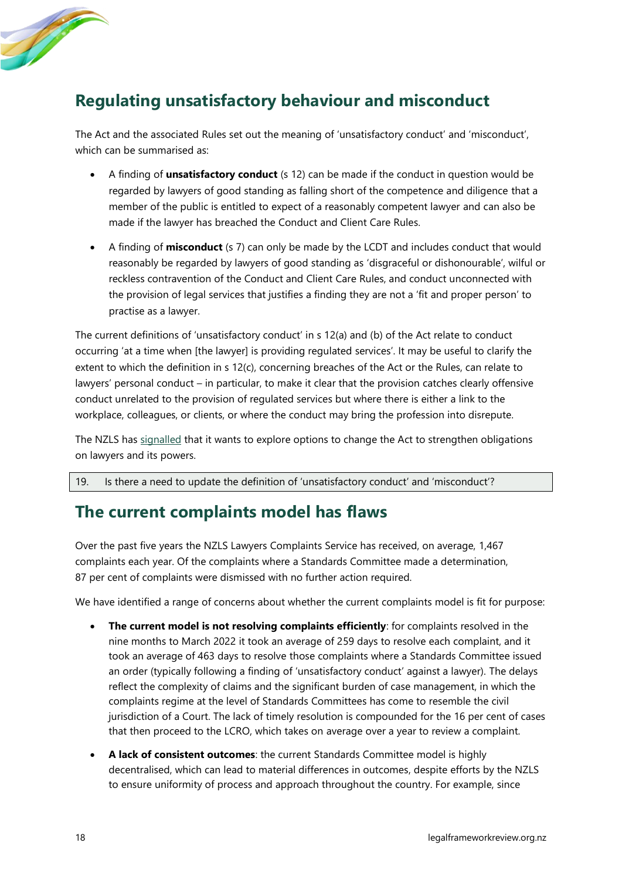## Regulating unsatisfactory behaviour and misconduct

The Act and the associated Rules set out the meaning of 'unsatisfactory conduct' and 'misconduct', which can be summarised as:

- A finding of **unsatisfactory conduct** (s 12) can be made if the conduct in question would be regarded by lawyers of good standing as falling short of the competence and diligence that a member of the public is entitled to expect of a reasonably competent lawyer and can also be made if the lawyer has breached the Conduct and Client Care Rules.
- A finding of **misconduct** (s 7) can only be made by the LCDT and includes conduct that would reasonably be regarded by lawyers of good standing as 'disgraceful or dishonourable', wilful or reckless contravention of the Conduct and Client Care Rules, and conduct unconnected with the provision of legal services that justifies a finding they are not a 'fit and proper person' to practise as a lawyer.

The current definitions of 'unsatisfactory conduct' in s 12(a) and (b) of the Act relate to conduct occurring 'at a time when [the lawyer] is providing regulated services'. It may be useful to clarify the extent to which the definition in s 12(c), concerning breaches of the Act or the Rules, can relate to lawyers' personal conduct – in particular, to make it clear that the provision catches clearly offensive conduct unrelated to the provision of regulated services but where there is either a link to the workplace, colleagues, or clients, or where the conduct may bring the profession into disrepute.

The NZLS has signalled that it wants to explore options to change the Act to strengthen obligations on lawyers and its powers.

| 19. Is there a need to update the definition of 'unsatisfactory conduct' and 'misconduct'? |
|---|

## The current complaints model has flaws

Over the past five years the NZLS Lawyers Complaints Service has received, on average, 1,467 complaints each year. Of the complaints where a Standards Committee made a determination, 87 per cent of complaints were dismissed with no further action required.

We have identified a range of concerns about whether the current complaints model is fit for purpose:

- **The current model is not resolving complaints efficiently**: for complaints resolved in the nine months to March 2022 it took an average of 259 days to resolve each complaint, and it took an average of 463 days to resolve those complaints where a Standards Committee issued an order (typically following a finding of 'unsatisfactory conduct' against a lawyer). The delays reflect the complexity of claims and the significant burden of case management, in which the complaints regime at the level of Standards Committees has come to resemble the civil jurisdiction of a Court. The lack of timely resolution is compounded for the 16 per cent of cases that then proceed to the LCRO, which takes on average over a year to review a complaint.
- **A lack of consistent outcomes**: the current Standards Committee model is highly decentralised, which can lead to material differences in outcomes, despite efforts by the NZLS to ensure uniformity of process and approach throughout the country. For example, since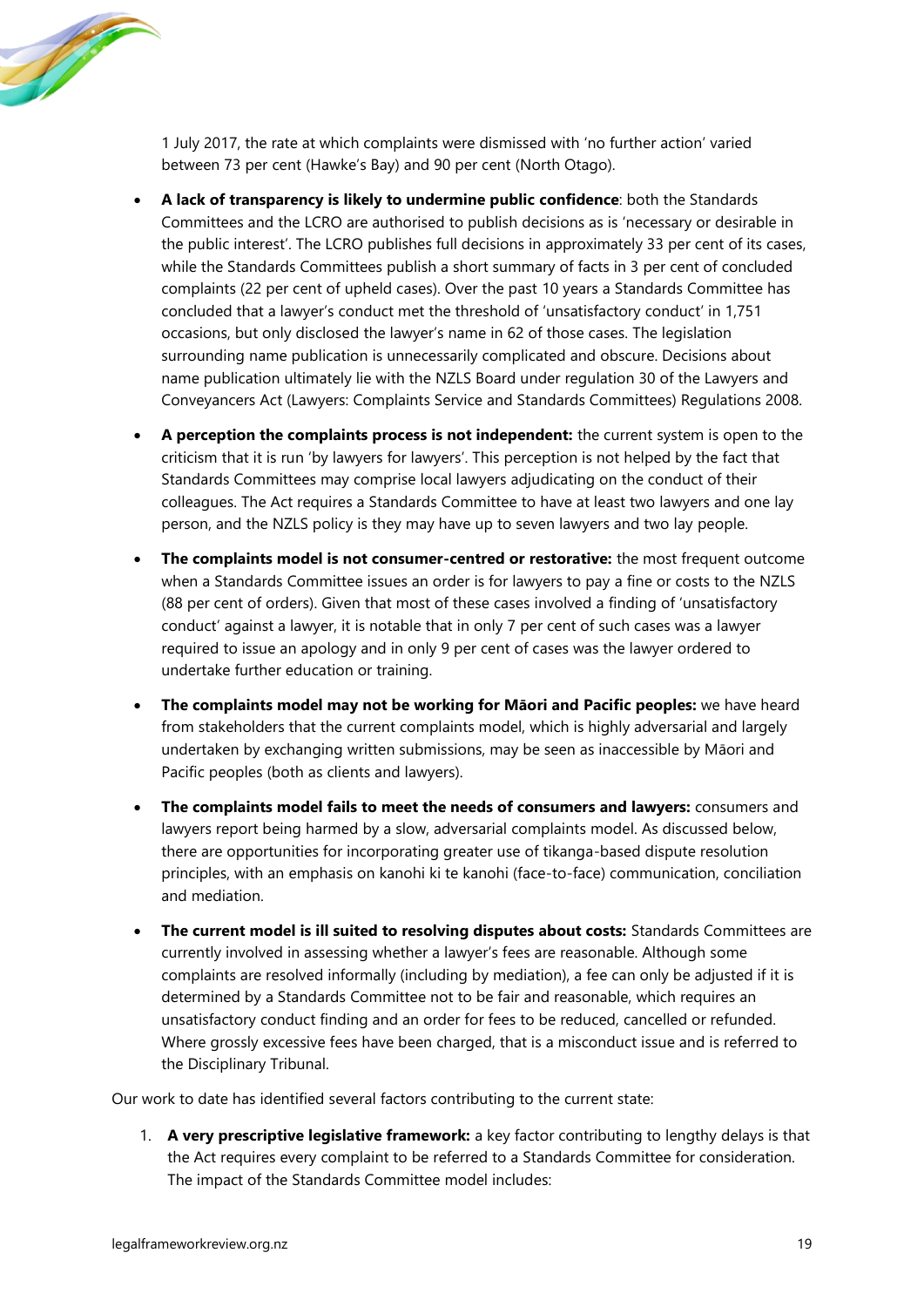1 July 2017, the rate at which complaints were dismissed with 'no further action' varied between 73 per cent (Hawke's Bay) and 90 per cent (North Otago).

- **A lack of transparency is likely to undermine public confidence**: both the Standards Committees and the LCRO are authorised to publish decisions as is 'necessary or desirable in the public interest'. The LCRO publishes full decisions in approximately 33 per cent of its cases, while the Standards Committees publish a short summary of facts in 3 per cent of concluded complaints (22 per cent of upheld cases). Over the past 10 years a Standards Committee has concluded that a lawyer's conduct met the threshold of 'unsatisfactory conduct' in 1,751 occasions, but only disclosed the lawyer's name in 62 of those cases. The legislation surrounding name publication is unnecessarily complicated and obscure. Decisions about name publication ultimately lie with the NZLS Board under regulation 30 of the Lawyers and Conveyancers Act (Lawyers: Complaints Service and Standards Committees) Regulations 2008.
- **A perception the complaints process is not independent:** the current system is open to the criticism that it is run 'by lawyers for lawyers'. This perception is not helped by the fact that Standards Committees may comprise local lawyers adjudicating on the conduct of their colleagues. The Act requires a Standards Committee to have at least two lawyers and one lay person, and the NZLS policy is they may have up to seven lawyers and two lay people.
- **The complaints model is not consumer-centred or restorative:** the most frequent outcome when a Standards Committee issues an order is for lawyers to pay a fine or costs to the NZLS (88 per cent of orders). Given that most of these cases involved a finding of 'unsatisfactory conduct' against a lawyer, it is notable that in only 7 per cent of such cases was a lawyer required to issue an apology and in only 9 per cent of cases was the lawyer ordered to undertake further education or training.
- **The complaints model may not be working for Māori and Pacific peoples:** we have heard from stakeholders that the current complaints model, which is highly adversarial and largely undertaken by exchanging written submissions, may be seen as inaccessible by Māori and Pacific peoples (both as clients and lawyers).
- **The complaints model fails to meet the needs of consumers and lawyers:** consumers and lawyers report being harmed by a slow, adversarial complaints model. As discussed below, there are opportunities for incorporating greater use of tikanga-based dispute resolution principles, with an emphasis on kanohi ki te kanohi (face-to-face) communication, conciliation and mediation.
- **The current model is ill suited to resolving disputes about costs:** Standards Committees are currently involved in assessing whether a lawyer's fees are reasonable. Although some complaints are resolved informally (including by mediation), a fee can only be adjusted if it is determined by a Standards Committee not to be fair and reasonable, which requires an unsatisfactory conduct finding and an order for fees to be reduced, cancelled or refunded. Where grossly excessive fees have been charged, that is a misconduct issue and is referred to the Disciplinary Tribunal.

Our work to date has identified several factors contributing to the current state:

1. **A very prescriptive legislative framework:** a key factor contributing to lengthy delays is that the Act requires every complaint to be referred to a Standards Committee for consideration. The impact of the Standards Committee model includes: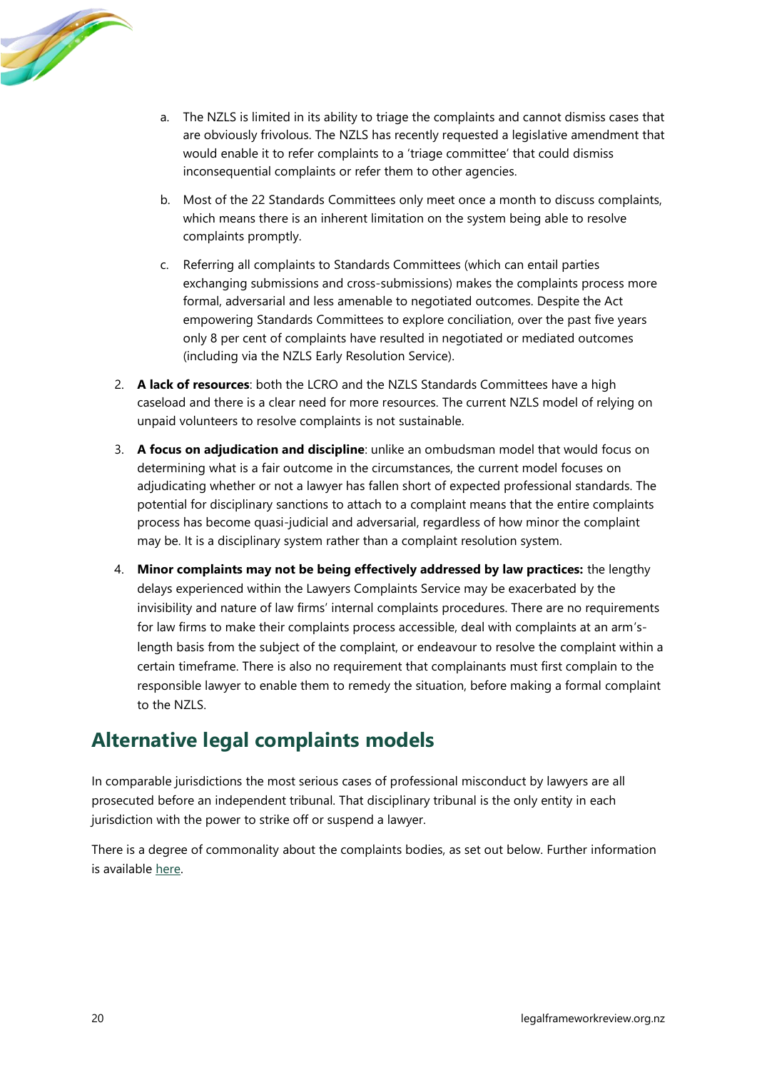a. The NZLS is limited in its ability to triage the complaints and cannot dismiss cases that are obviously frivolous. The NZLS has recently requested a legislative amendment that would enable it to refer complaints to a 'triage committee' that could dismiss inconsequential complaints or refer them to other agencies.

   b. Most of the 22 Standards Committees only meet once a month to discuss complaints, which means there is an inherent limitation on the system being able to resolve complaints promptly.

   c. Referring all complaints to Standards Committees (which can entail parties exchanging submissions and cross-submissions) makes the complaints process more formal, adversarial and less amenable to negotiated outcomes. Despite the Act empowering Standards Committees to explore conciliation, over the past five years only 8 per cent of complaints have resulted in negotiated or mediated outcomes (including via the NZLS Early Resolution Service).

2. **A lack of resources**: both the LCRO and the NZLS Standards Committees have a high caseload and there is a clear need for more resources. The current NZLS model of relying on unpaid volunteers to resolve complaints is not sustainable.

3. **A focus on adjudication and discipline**: unlike an ombudsman model that would focus on determining what is a fair outcome in the circumstances, the current model focuses on adjudicating whether or not a lawyer has fallen short of expected professional standards. The potential for disciplinary sanctions to attach to a complaint means that the entire complaints process has become quasi-judicial and adversarial, regardless of how minor the complaint may be. It is a disciplinary system rather than a complaint resolution system.

4. **Minor complaints may not be being effectively addressed by law practices:** the lengthy delays experienced within the Lawyers Complaints Service may be exacerbated by the invisibility and nature of law firms' internal complaints procedures. There are no requirements for law firms to make their complaints process accessible, deal with complaints at an arm's-length basis from the subject of the complaint, or endeavour to resolve the complaint within a certain timeframe. There is also no requirement that complainants must first complain to the responsible lawyer to enable them to remedy the situation, before making a formal complaint to the NZLS.

## Alternative legal complaints models

In comparable jurisdictions the most serious cases of professional misconduct by lawyers are all prosecuted before an independent tribunal. That disciplinary tribunal is the only entity in each jurisdiction with the power to strike off or suspend a lawyer.

There is a degree of commonality about the complaints bodies, as set out below. Further information is available here.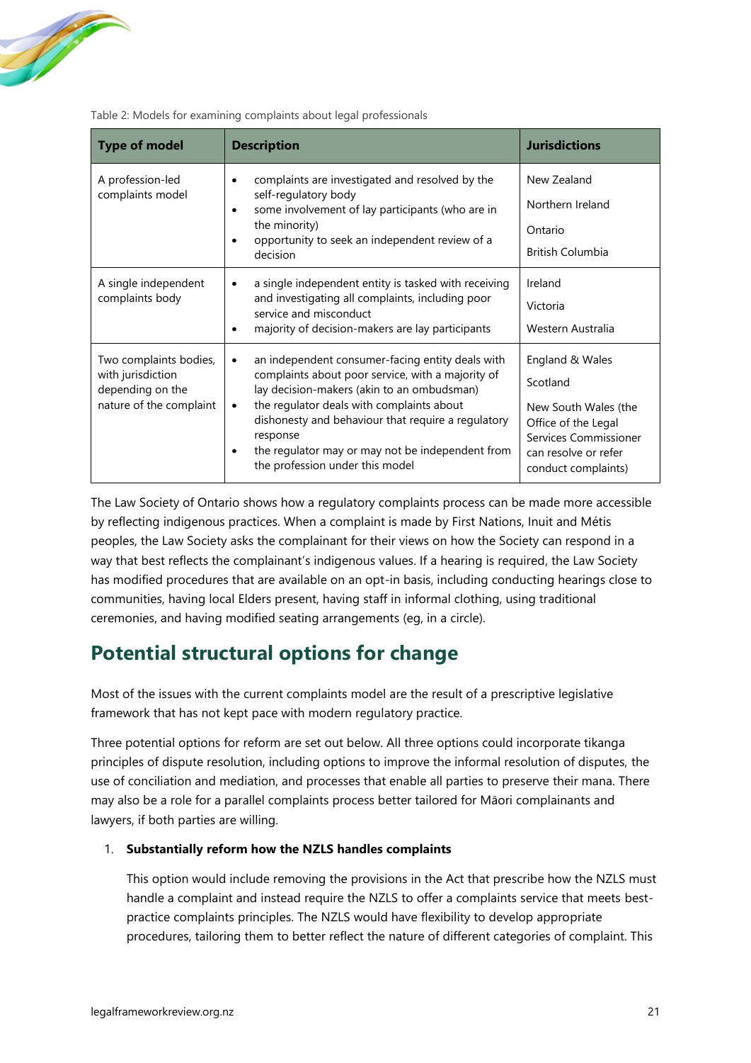Table 2: Models for examining complaints about legal professionals

| Type of model | Description | Jurisdictions |
| --- | --- | --- |
| A profession-led complaints model | • complaints are investigated and resolved by the self-regulatory body<br>• some involvement of lay participants (who are in the minority)<br>• opportunity to seek an independent review of a decision | New Zealand<br>Northern Ireland<br>Ontario<br>British Columbia |
| A single independent complaints body | • a single independent entity is tasked with receiving and investigating all complaints, including poor service and misconduct<br>• majority of decision-makers are lay participants | Ireland<br>Victoria<br>Western Australia |
| Two complaints bodies, with jurisdiction depending on the nature of the complaint | • an independent consumer-facing entity deals with complaints about poor service, with a majority of lay decision-makers (akin to an ombudsman)<br>• the regulator deals with complaints about dishonesty and behaviour that require a regulatory response<br>• the regulator may or may not be independent from the profession under this model | England & Wales<br>Scotland<br>New South Wales (the Office of the Legal Services Commissioner can resolve or refer conduct complaints) |

The Law Society of Ontario shows how a regulatory complaints process can be made more accessible by reflecting indigenous practices. When a complaint is made by First Nations, Inuit and Métis peoples, the Law Society asks the complainant for their views on how the Society can respond in a way that best reflects the complainant's indigenous values. If a hearing is required, the Law Society has modified procedures that are available on an opt-in basis, including conducting hearings close to communities, having local Elders present, having staff in informal clothing, using traditional ceremonies, and having modified seating arrangements (eg, in a circle).

## Potential structural options for change

Most of the issues with the current complaints model are the result of a prescriptive legislative framework that has not kept pace with modern regulatory practice.

Three potential options for reform are set out below. All three options could incorporate tikanga principles of dispute resolution, including options to improve the informal resolution of disputes, the use of conciliation and mediation, and processes that enable all parties to preserve their mana. There may also be a role for a parallel complaints process better tailored for Māori complainants and lawyers, if both parties are willing.

1. **Substantially reform how the NZLS handles complaints**

   This option would include removing the provisions in the Act that prescribe how the NZLS must handle a complaint and instead require the NZLS to offer a complaints service that meets best-practice complaints principles. The NZLS would have flexibility to develop appropriate procedures, tailoring them to better reflect the nature of different categories of complaint. This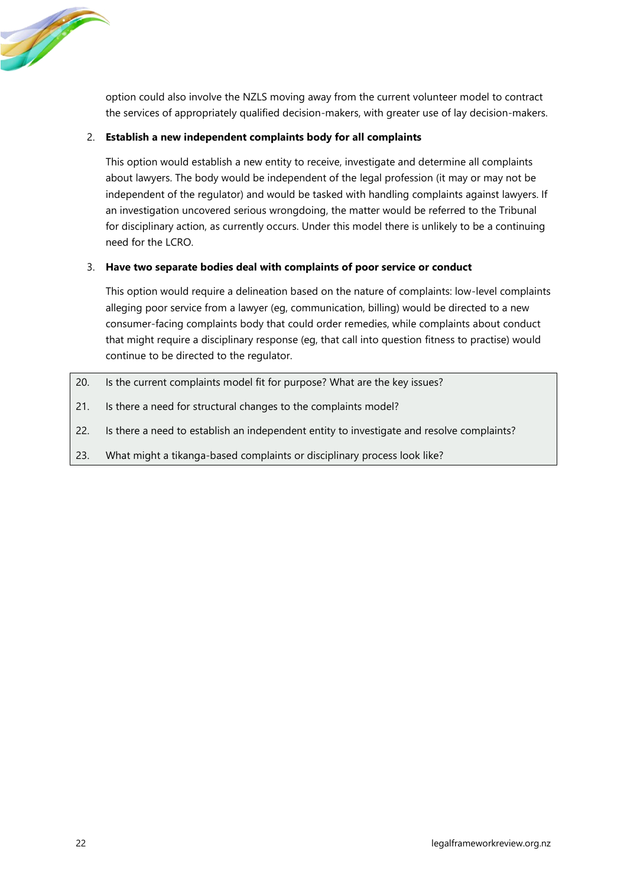option could also involve the NZLS moving away from the current volunteer model to contract the services of appropriately qualified decision-makers, with greater use of lay decision-makers.

2. **Establish a new independent complaints body for all complaints**

   This option would establish a new entity to receive, investigate and determine all complaints about lawyers. The body would be independent of the legal profession (it may or may not be independent of the regulator) and would be tasked with handling complaints against lawyers. If an investigation uncovered serious wrongdoing, the matter would be referred to the Tribunal for disciplinary action, as currently occurs. Under this model there is unlikely to be a continuing need for the LCRO.

3. **Have two separate bodies deal with complaints of poor service or conduct**

   This option would require a delineation based on the nature of complaints: low-level complaints alleging poor service from a lawyer (eg, communication, billing) would be directed to a new consumer-facing complaints body that could order remedies, while complaints about conduct that might require a disciplinary response (eg, that call into question fitness to practise) would continue to be directed to the regulator.

|  |  |
|---|---|
| 20. | Is the current complaints model fit for purpose? What are the key issues? |
| 21. | Is there a need for structural changes to the complaints model? |
| 22. | Is there a need to establish an independent entity to investigate and resolve complaints? |
| 23. | What might a tikanga-based complaints or disciplinary process look like? |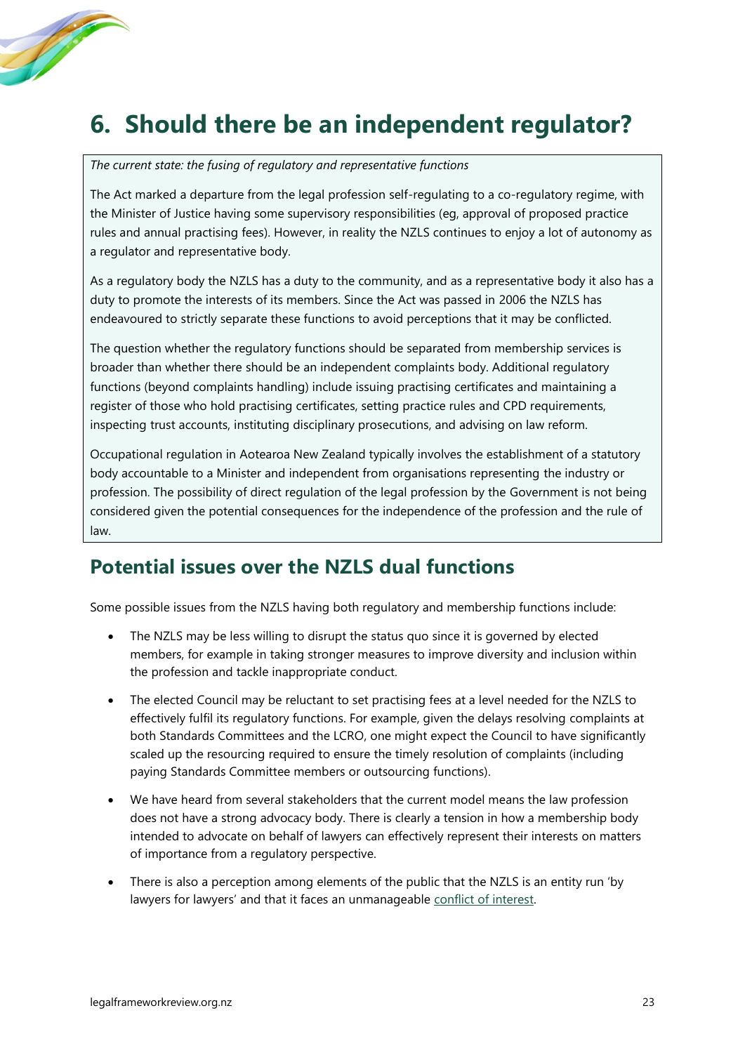# 6. Should there be an independent regulator?

*The current state: the fusing of regulatory and representative functions*

The Act marked a departure from the legal profession self-regulating to a co-regulatory regime, with the Minister of Justice having some supervisory responsibilities (eg, approval of proposed practice rules and annual practising fees). However, in reality the NZLS continues to enjoy a lot of autonomy as a regulator and representative body.

As a regulatory body the NZLS has a duty to the community, and as a representative body it also has a duty to promote the interests of its members. Since the Act was passed in 2006 the NZLS has endeavoured to strictly separate these functions to avoid perceptions that it may be conflicted.

The question whether the regulatory functions should be separated from membership services is broader than whether there should be an independent complaints body. Additional regulatory functions (beyond complaints handling) include issuing practising certificates and maintaining a register of those who hold practising certificates, setting practice rules and CPD requirements, inspecting trust accounts, instituting disciplinary prosecutions, and advising on law reform.

Occupational regulation in Aotearoa New Zealand typically involves the establishment of a statutory body accountable to a Minister and independent from organisations representing the industry or profession. The possibility of direct regulation of the legal profession by the Government is not being considered given the potential consequences for the independence of the profession and the rule of law.

## Potential issues over the NZLS dual functions

Some possible issues from the NZLS having both regulatory and membership functions include:

- The NZLS may be less willing to disrupt the status quo since it is governed by elected members, for example in taking stronger measures to improve diversity and inclusion within the profession and tackle inappropriate conduct.
- The elected Council may be reluctant to set practising fees at a level needed for the NZLS to effectively fulfil its regulatory functions. For example, given the delays resolving complaints at both Standards Committees and the LCRO, one might expect the Council to have significantly scaled up the resourcing required to ensure the timely resolution of complaints (including paying Standards Committee members or outsourcing functions).
- We have heard from several stakeholders that the current model means the law profession does not have a strong advocacy body. There is clearly a tension in how a membership body intended to advocate on behalf of lawyers can effectively represent their interests on matters of importance from a regulatory perspective.
- There is also a perception among elements of the public that the NZLS is an entity run 'by lawyers for lawyers' and that it faces an unmanageable conflict of interest.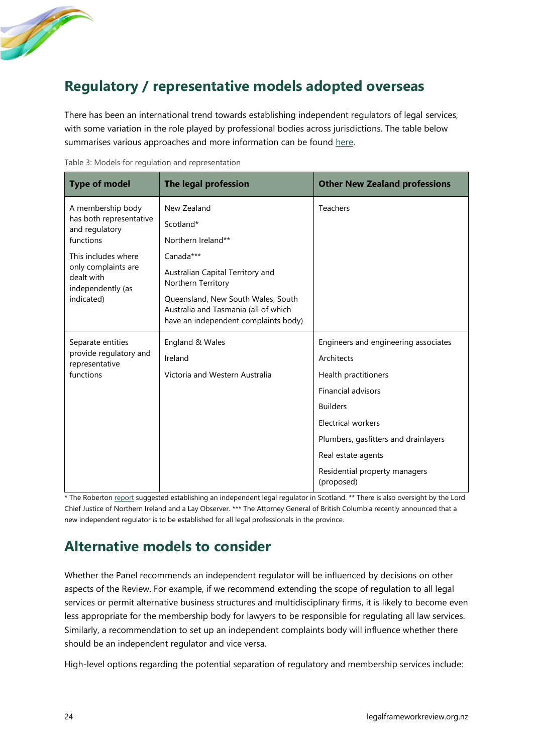## Regulatory / representative models adopted overseas

There has been an international trend towards establishing independent regulators of legal services, with some variation in the role played by professional bodies across jurisdictions. The table below summarises various approaches and more information can be found here.

Table 3: Models for regulation and representation

| Type of model | The legal profession | Other New Zealand professions |
|---|---|---|
| A membership body has both representative and regulatory functions<br><br>This includes where only complaints are dealt with independently (as indicated) | New Zealand<br>Scotland*<br>Northern Ireland**<br>Canada***<br>Australian Capital Territory and Northern Territory<br>Queensland, New South Wales, South Australia and Tasmania (all of which have an independent complaints body) | Teachers |
| Separate entities provide regulatory and representative functions | England & Wales<br>Ireland<br>Victoria and Western Australia | Engineers and engineering associates<br>Architects<br>Health practitioners<br>Financial advisors<br>Builders<br>Electrical workers<br>Plumbers, gasfitters and drainlayers<br>Real estate agents<br>Residential property managers (proposed) |

* The Roberton report suggested establishing an independent legal regulator in Scotland. ** There is also oversight by the Lord Chief Justice of Northern Ireland and a Lay Observer. *** The Attorney General of British Columbia recently announced that a new independent regulator is to be established for all legal professionals in the province.

## Alternative models to consider

Whether the Panel recommends an independent regulator will be influenced by decisions on other aspects of the Review. For example, if we recommend extending the scope of regulation to all legal services or permit alternative business structures and multidisciplinary firms, it is likely to become even less appropriate for the membership body for lawyers to be responsible for regulating all law services. Similarly, a recommendation to set up an independent complaints body will influence whether there should be an independent regulator and vice versa.

High-level options regarding the potential separation of regulatory and membership services include: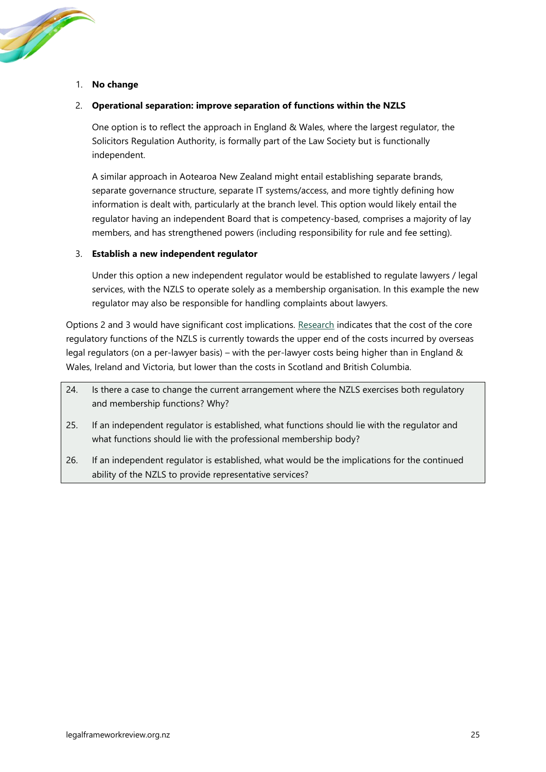1. **No change**

2. **Operational separation: improve separation of functions within the NZLS**

   One option is to reflect the approach in England & Wales, where the largest regulator, the Solicitors Regulation Authority, is formally part of the Law Society but is functionally independent.

   A similar approach in Aotearoa New Zealand might entail establishing separate brands, separate governance structure, separate IT systems/access, and more tightly defining how information is dealt with, particularly at the branch level. This option would likely entail the regulator having an independent Board that is competency-based, comprises a majority of lay members, and has strengthened powers (including responsibility for rule and fee setting).

3. **Establish a new independent regulator**

   Under this option a new independent regulator would be established to regulate lawyers / legal services, with the NZLS to operate solely as a membership organisation. In this example the new regulator may also be responsible for handling complaints about lawyers.

Options 2 and 3 would have significant cost implications. Research indicates that the cost of the core regulatory functions of the NZLS is currently towards the upper end of the costs incurred by overseas legal regulators (on a per-lawyer basis) – with the per-lawyer costs being higher than in England & Wales, Ireland and Victoria, but lower than the costs in Scotland and British Columbia.

24. Is there a case to change the current arrangement where the NZLS exercises both regulatory and membership functions? Why?
25. If an independent regulator is established, what functions should lie with the regulator and what functions should lie with the professional membership body?
26. If an independent regulator is established, what would be the implications for the continued ability of the NZLS to provide representative services?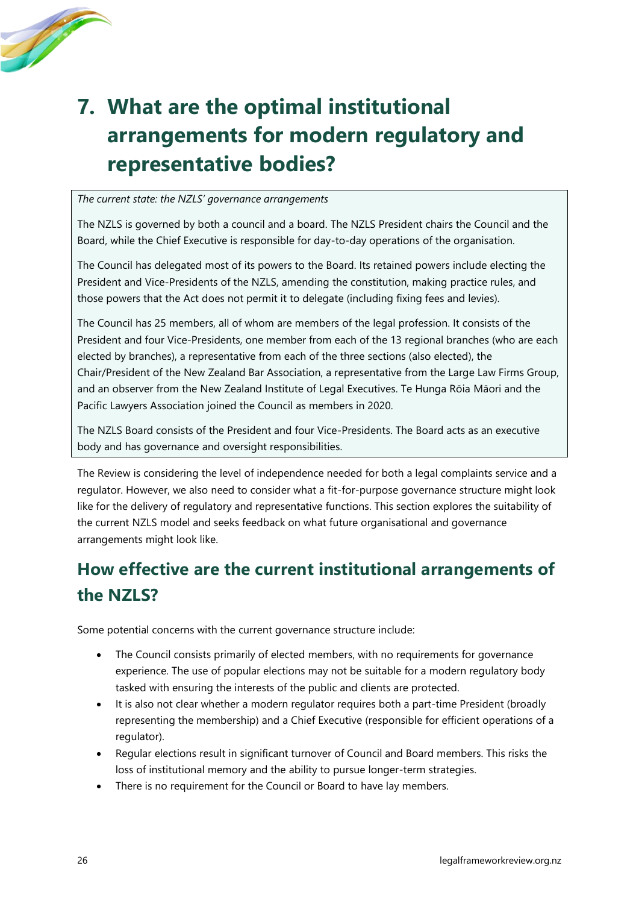# 7. What are the optimal institutional arrangements for modern regulatory and representative bodies?

*The current state: the NZLS' governance arrangements*

The NZLS is governed by both a council and a board. The NZLS President chairs the Council and the Board, while the Chief Executive is responsible for day-to-day operations of the organisation.

The Council has delegated most of its powers to the Board. Its retained powers include electing the President and Vice-Presidents of the NZLS, amending the constitution, making practice rules, and those powers that the Act does not permit it to delegate (including fixing fees and levies).

The Council has 25 members, all of whom are members of the legal profession. It consists of the President and four Vice-Presidents, one member from each of the 13 regional branches (who are each elected by branches), a representative from each of the three sections (also elected), the Chair/President of the New Zealand Bar Association, a representative from the Large Law Firms Group, and an observer from the New Zealand Institute of Legal Executives. Te Hunga Rōia Māori and the Pacific Lawyers Association joined the Council as members in 2020.

The NZLS Board consists of the President and four Vice-Presidents. The Board acts as an executive body and has governance and oversight responsibilities.

The Review is considering the level of independence needed for both a legal complaints service and a regulator. However, we also need to consider what a fit-for-purpose governance structure might look like for the delivery of regulatory and representative functions. This section explores the suitability of the current NZLS model and seeks feedback on what future organisational and governance arrangements might look like.

## How effective are the current institutional arrangements of the NZLS?

Some potential concerns with the current governance structure include:

- The Council consists primarily of elected members, with no requirements for governance experience. The use of popular elections may not be suitable for a modern regulatory body tasked with ensuring the interests of the public and clients are protected.
- It is also not clear whether a modern regulator requires both a part-time President (broadly representing the membership) and a Chief Executive (responsible for efficient operations of a regulator).
- Regular elections result in significant turnover of Council and Board members. This risks the loss of institutional memory and the ability to pursue longer-term strategies.
- There is no requirement for the Council or Board to have lay members.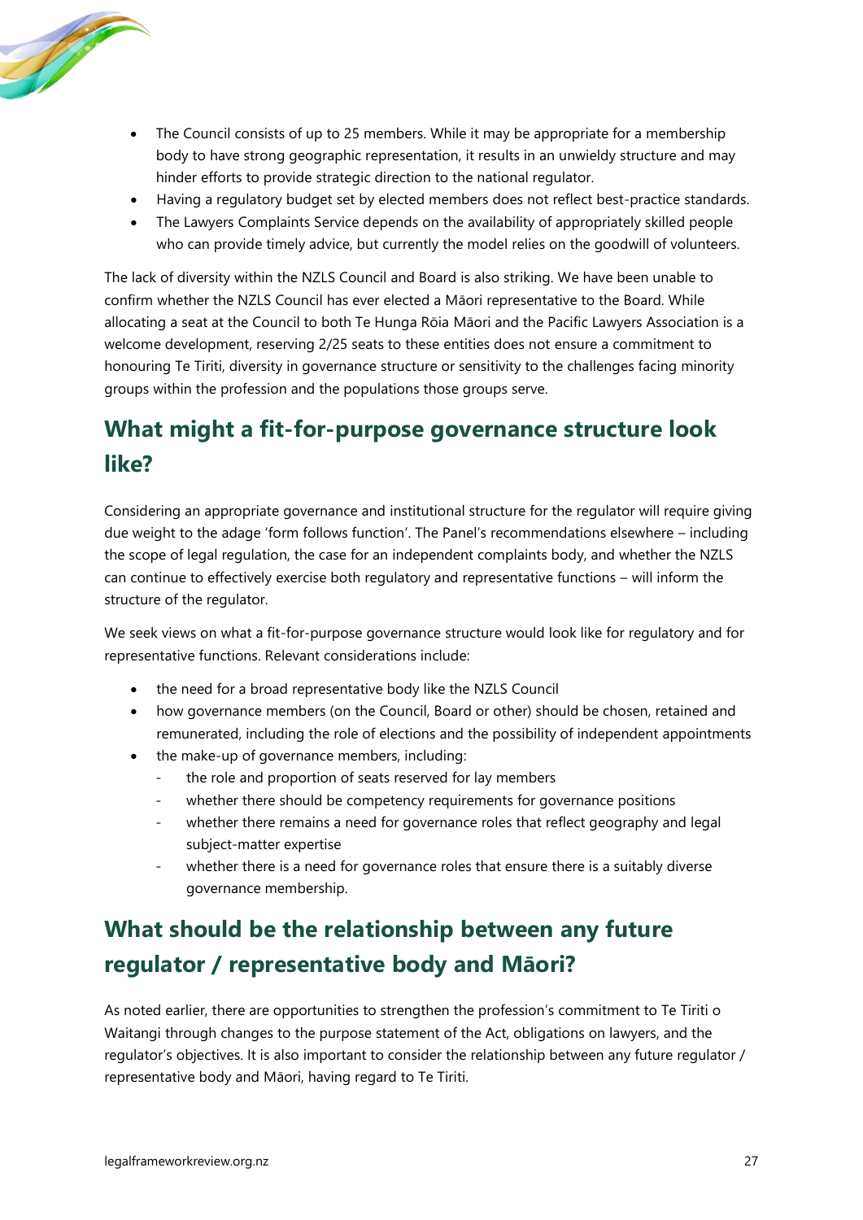- The Council consists of up to 25 members. While it may be appropriate for a membership body to have strong geographic representation, it results in an unwieldy structure and may hinder efforts to provide strategic direction to the national regulator.
- Having a regulatory budget set by elected members does not reflect best-practice standards.
- The Lawyers Complaints Service depends on the availability of appropriately skilled people who can provide timely advice, but currently the model relies on the goodwill of volunteers.

The lack of diversity within the NZLS Council and Board is also striking. We have been unable to confirm whether the NZLS Council has ever elected a Māori representative to the Board. While allocating a seat at the Council to both Te Hunga Rōia Māori and the Pacific Lawyers Association is a welcome development, reserving 2/25 seats to these entities does not ensure a commitment to honouring Te Tiriti, diversity in governance structure or sensitivity to the challenges facing minority groups within the profession and the populations those groups serve.

## What might a fit-for-purpose governance structure look like?

Considering an appropriate governance and institutional structure for the regulator will require giving due weight to the adage 'form follows function'. The Panel's recommendations elsewhere – including the scope of legal regulation, the case for an independent complaints body, and whether the NZLS can continue to effectively exercise both regulatory and representative functions – will inform the structure of the regulator.

We seek views on what a fit-for-purpose governance structure would look like for regulatory and for representative functions. Relevant considerations include:

- the need for a broad representative body like the NZLS Council
- how governance members (on the Council, Board or other) should be chosen, retained and remunerated, including the role of elections and the possibility of independent appointments
- the make-up of governance members, including:
  - the role and proportion of seats reserved for lay members
  - whether there should be competency requirements for governance positions
  - whether there remains a need for governance roles that reflect geography and legal subject-matter expertise
  - whether there is a need for governance roles that ensure there is a suitably diverse governance membership.

## What should be the relationship between any future regulator / representative body and Māori?

As noted earlier, there are opportunities to strengthen the profession's commitment to Te Tiriti o Waitangi through changes to the purpose statement of the Act, obligations on lawyers, and the regulator's objectives. It is also important to consider the relationship between any future regulator / representative body and Māori, having regard to Te Tiriti.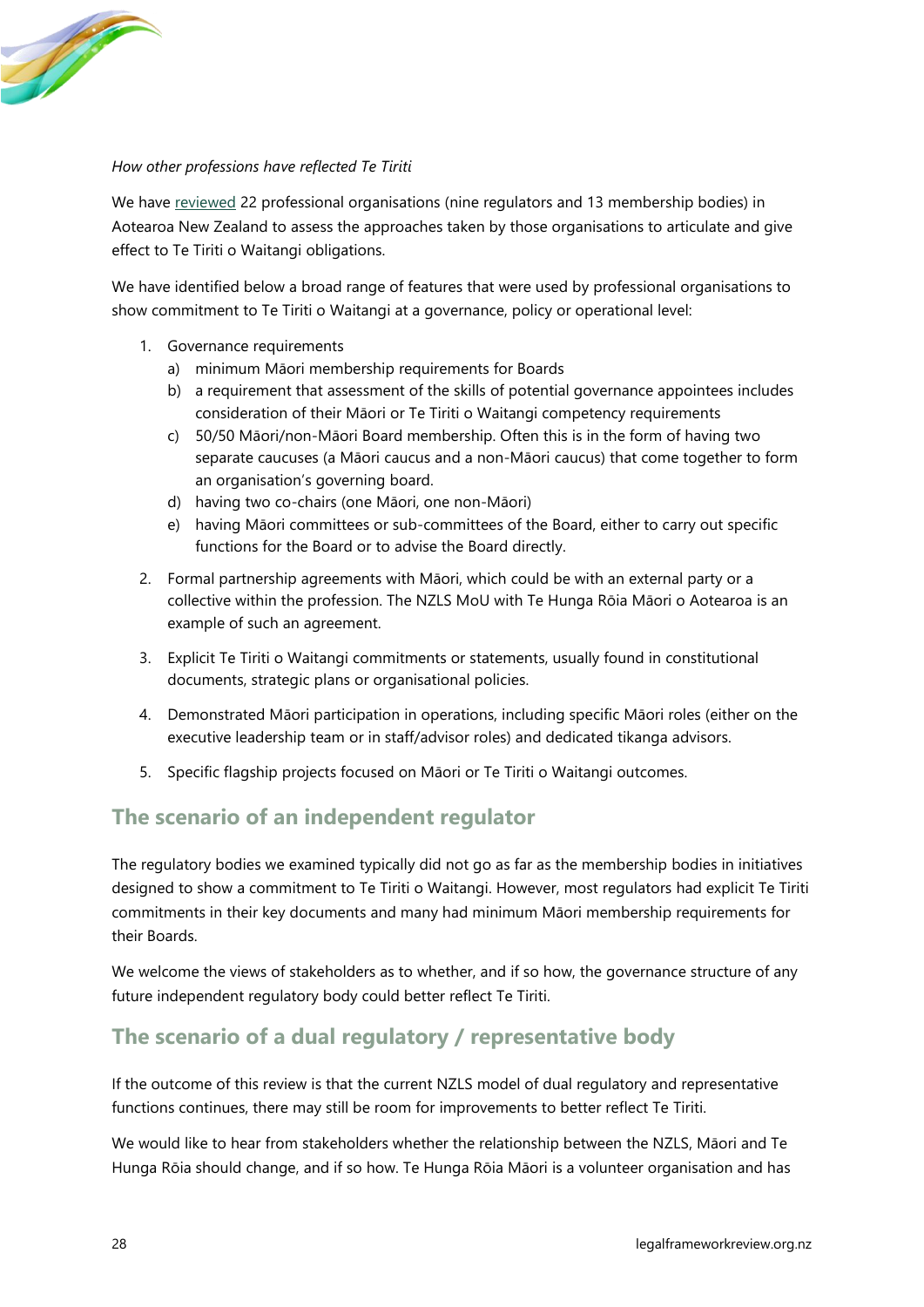*How other professions have reflected Te Tiriti*

We have reviewed 22 professional organisations (nine regulators and 13 membership bodies) in Aotearoa New Zealand to assess the approaches taken by those organisations to articulate and give effect to Te Tiriti o Waitangi obligations.

We have identified below a broad range of features that were used by professional organisations to show commitment to Te Tiriti o Waitangi at a governance, policy or operational level:

1. Governance requirements
   a) minimum Māori membership requirements for Boards
   b) a requirement that assessment of the skills of potential governance appointees includes consideration of their Māori or Te Tiriti o Waitangi competency requirements
   c) 50/50 Māori/non-Māori Board membership. Often this is in the form of having two separate caucuses (a Māori caucus and a non-Māori caucus) that come together to form an organisation's governing board.
   d) having two co-chairs (one Māori, one non-Māori)
   e) having Māori committees or sub-committees of the Board, either to carry out specific functions for the Board or to advise the Board directly.
2. Formal partnership agreements with Māori, which could be with an external party or a collective within the profession. The NZLS MoU with Te Hunga Rōia Māori o Aotearoa is an example of such an agreement.
3. Explicit Te Tiriti o Waitangi commitments or statements, usually found in constitutional documents, strategic plans or organisational policies.
4. Demonstrated Māori participation in operations, including specific Māori roles (either on the executive leadership team or in staff/advisor roles) and dedicated tikanga advisors.
5. Specific flagship projects focused on Māori or Te Tiriti o Waitangi outcomes.

## The scenario of an independent regulator

The regulatory bodies we examined typically did not go as far as the membership bodies in initiatives designed to show a commitment to Te Tiriti o Waitangi. However, most regulators had explicit Te Tiriti commitments in their key documents and many had minimum Māori membership requirements for their Boards.

We welcome the views of stakeholders as to whether, and if so how, the governance structure of any future independent regulatory body could better reflect Te Tiriti.

## The scenario of a dual regulatory / representative body

If the outcome of this review is that the current NZLS model of dual regulatory and representative functions continues, there may still be room for improvements to better reflect Te Tiriti.

We would like to hear from stakeholders whether the relationship between the NZLS, Māori and Te Hunga Rōia should change, and if so how. Te Hunga Rōia Māori is a volunteer organisation and has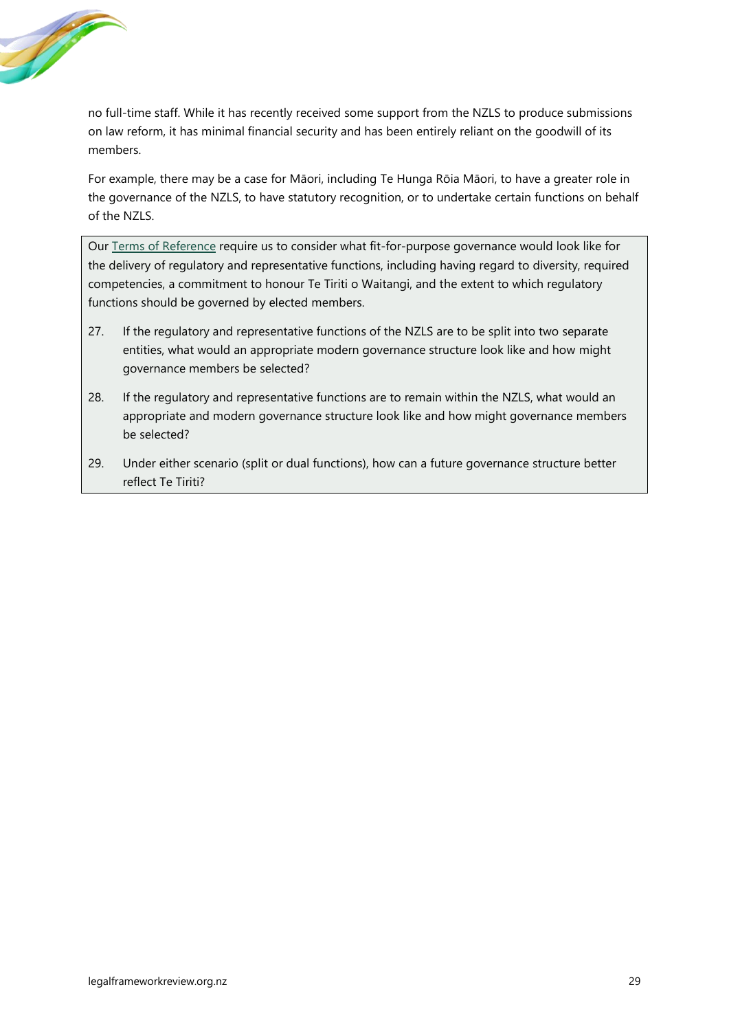no full-time staff. While it has recently received some support from the NZLS to produce submissions on law reform, it has minimal financial security and has been entirely reliant on the goodwill of its members.

For example, there may be a case for Māori, including Te Hunga Rōia Māori, to have a greater role in the governance of the NZLS, to have statutory recognition, or to undertake certain functions on behalf of the NZLS.

> Our Terms of Reference require us to consider what fit-for-purpose governance would look like for the delivery of regulatory and representative functions, including having regard to diversity, required competencies, a commitment to honour Te Tiriti o Waitangi, and the extent to which regulatory functions should be governed by elected members.
>
> 27. If the regulatory and representative functions of the NZLS are to be split into two separate entities, what would an appropriate modern governance structure look like and how might governance members be selected?
>
> 28. If the regulatory and representative functions are to remain within the NZLS, what would an appropriate and modern governance structure look like and how might governance members be selected?
>
> 29. Under either scenario (split or dual functions), how can a future governance structure better reflect Te Tiriti?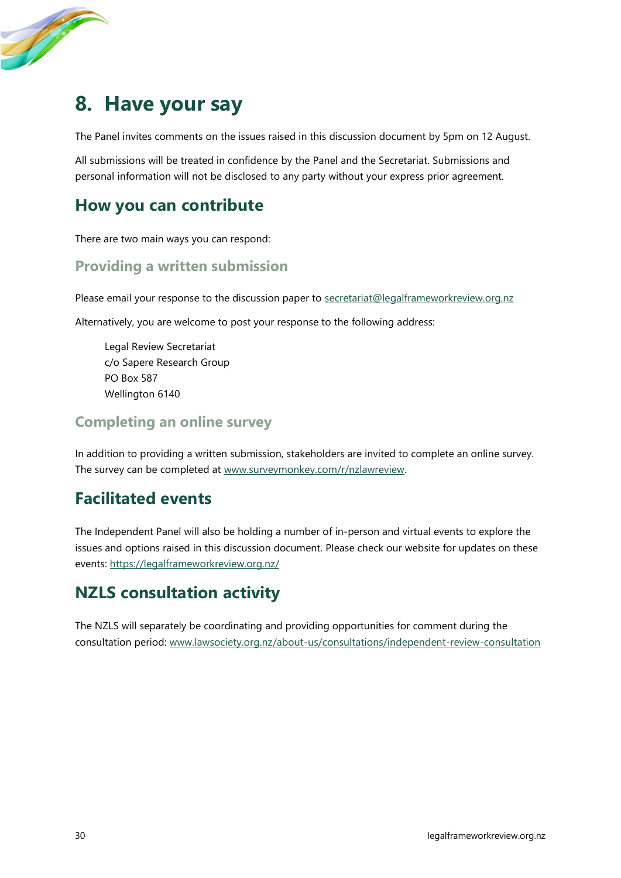# 8. Have your say

The Panel invites comments on the issues raised in this discussion document by 5pm on 12 August.

All submissions will be treated in confidence by the Panel and the Secretariat. Submissions and personal information will not be disclosed to any party without your express prior agreement.

## How you can contribute

There are two main ways you can respond:

### Providing a written submission

Please email your response to the discussion paper to secretariat@legalframeworkreview.org.nz

Alternatively, you are welcome to post your response to the following address:

Legal Review Secretariat
c/o Sapere Research Group
PO Box 587
Wellington 6140

### Completing an online survey

In addition to providing a written submission, stakeholders are invited to complete an online survey. The survey can be completed at www.surveymonkey.com/r/nzlawreview.

## Facilitated events

The Independent Panel will also be holding a number of in-person and virtual events to explore the issues and options raised in this discussion document. Please check our website for updates on these events: https://legalframeworkreview.org.nz/

## NZLS consultation activity

The NZLS will separately be coordinating and providing opportunities for comment during the consultation period: www.lawsociety.org.nz/about-us/consultations/independent-review-consultation